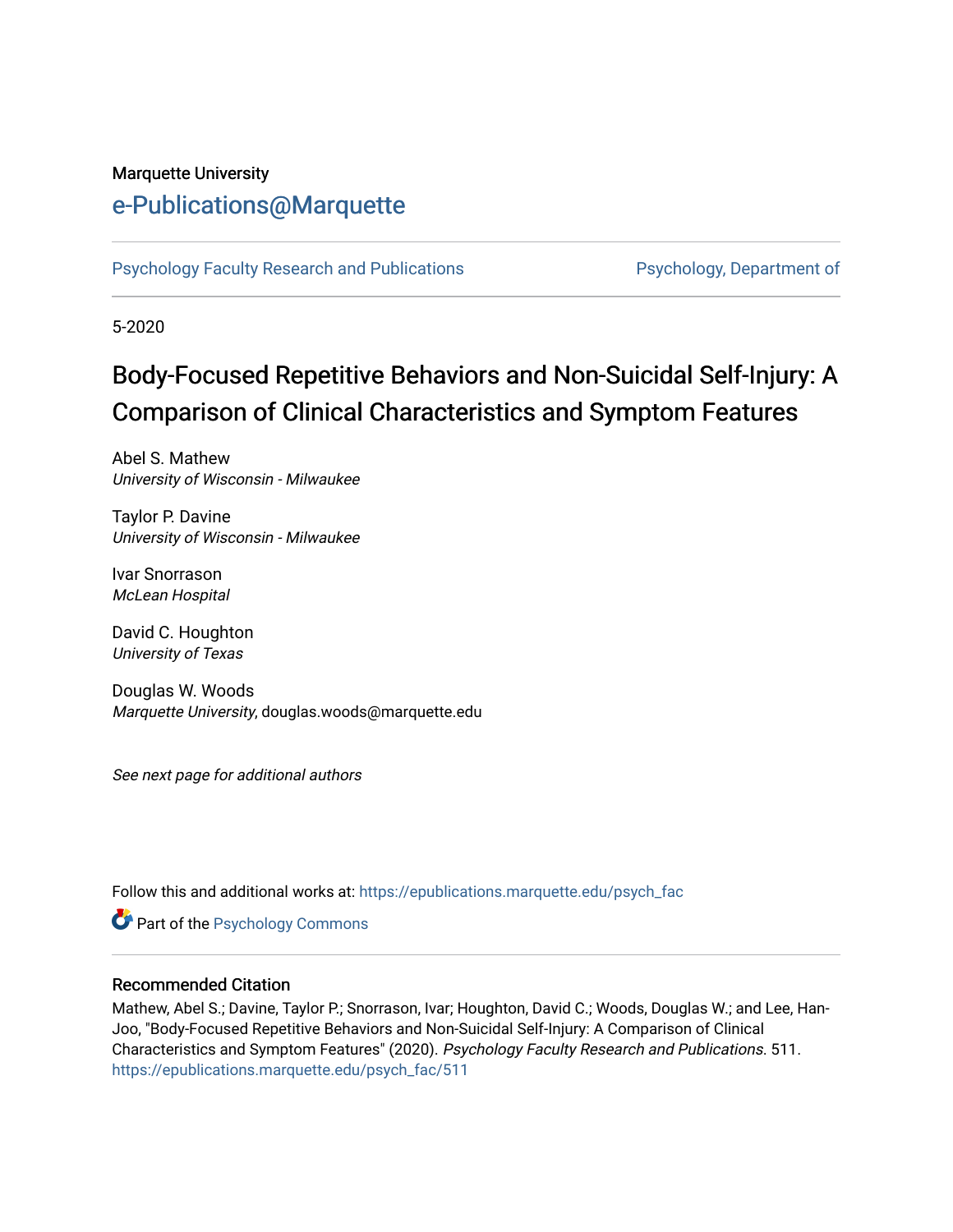Marquette University

# e-Publications@Marquette

Psychology Faculty Research and Publications | Psychology, Department of

5-2020

## Body-Focused Repetitive Behaviors and Non-Suicidal Self-Injury: A Comparison of Clinical Characteristics and Symptom Features

Abel S. Mathew
*University of Wisconsin - Milwaukee*

Taylor P. Davine
*University of Wisconsin - Milwaukee*

Ivar Snorrason
*McLean Hospital*

David C. Houghton
*University of Texas*

Douglas W. Woods
*Marquette University*, douglas.woods@marquette.edu

*See next page for additional authors*

Follow this and additional works at: https://epublications.marquette.edu/psych_fac

Part of the Psychology Commons

### Recommended Citation

Mathew, Abel S.; Davine, Taylor P.; Snorrason, Ivar; Houghton, David C.; Woods, Douglas W.; and Lee, Han-Joo, "Body-Focused Repetitive Behaviors and Non-Suicidal Self-Injury: A Comparison of Clinical Characteristics and Symptom Features" (2020). *Psychology Faculty Research and Publications*. 511.
https://epublications.marquette.edu/psych_fac/511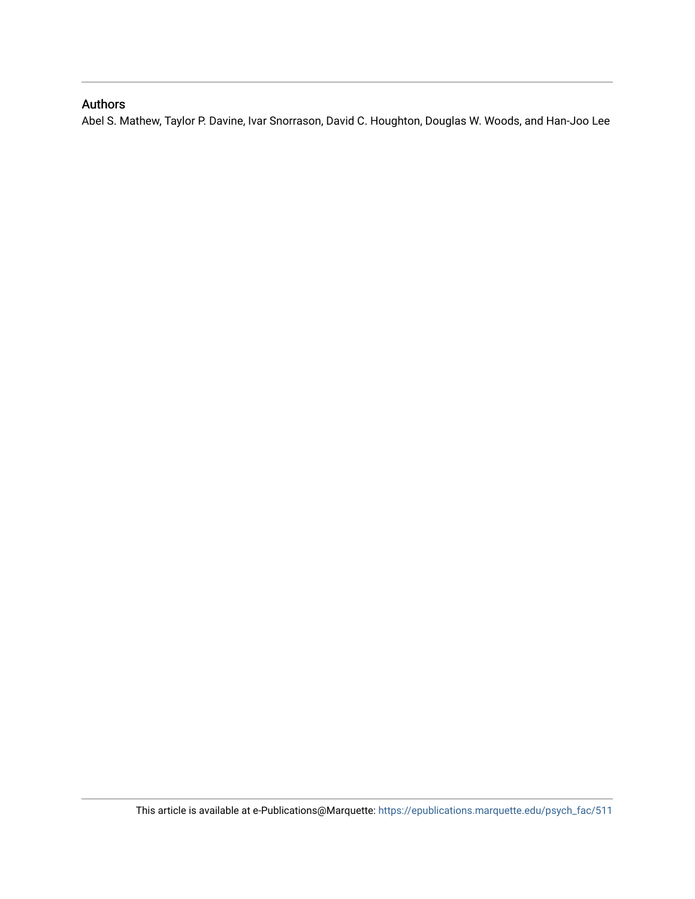## Authors

Abel S. Mathew, Taylor P. Davine, Ivar Snorrason, David C. Houghton, Douglas W. Woods, and Han-Joo Lee

This article is available at e-Publications@Marquette: https://epublications.marquette.edu/psych_fac/511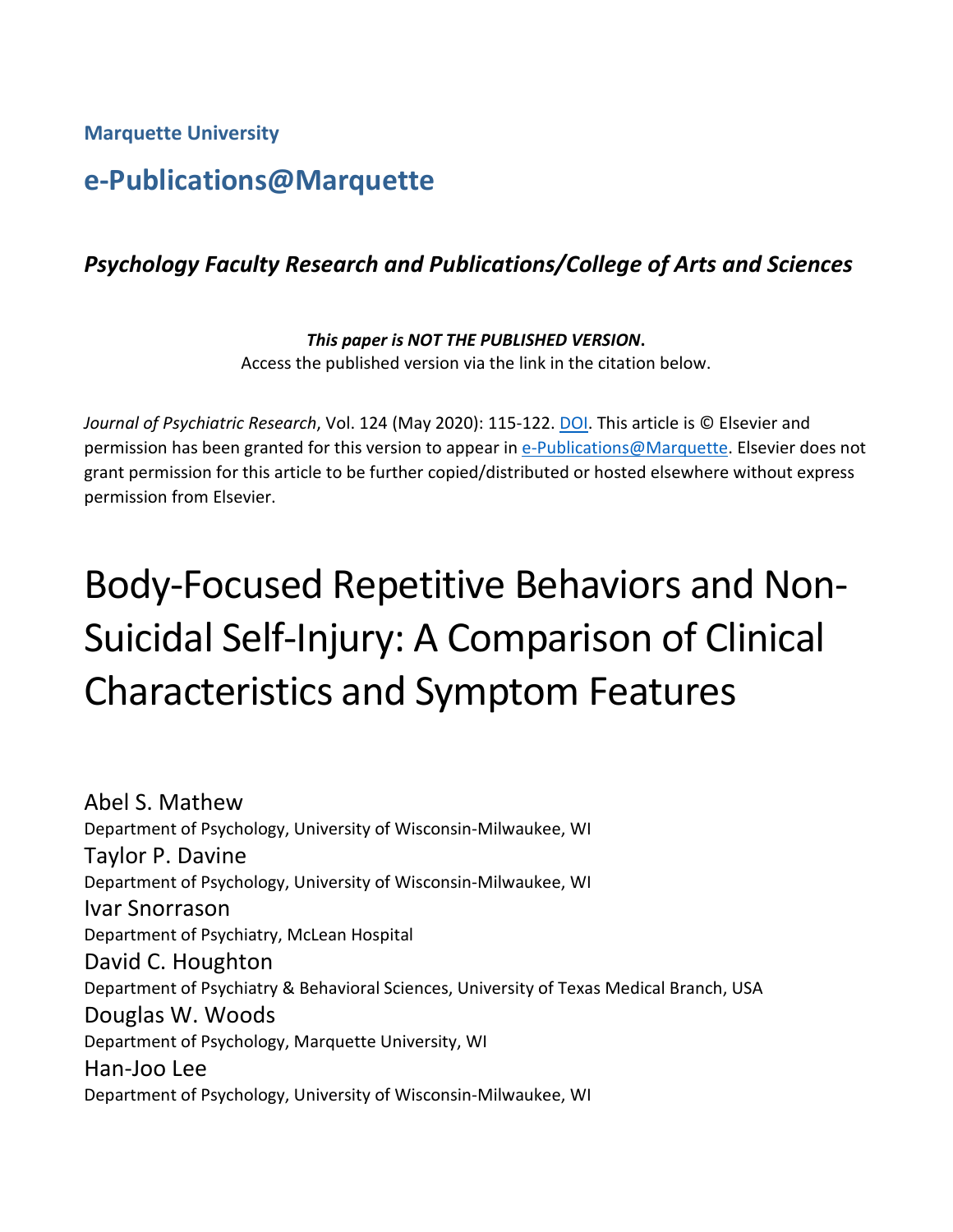**Marquette University**

## e-Publications@Marquette

### *Psychology Faculty Research and Publications/College of Arts and Sciences*

***This paper is NOT THE PUBLISHED VERSION*.**
Access the published version via the link in the citation below.

*Journal of Psychiatric Research*, Vol. 124 (May 2020): 115-122. DOI. This article is © Elsevier and permission has been granted for this version to appear in e-Publications@Marquette. Elsevier does not grant permission for this article to be further copied/distributed or hosted elsewhere without express permission from Elsevier.

# Body-Focused Repetitive Behaviors and Non-Suicidal Self-Injury: A Comparison of Clinical Characteristics and Symptom Features

Abel S. Mathew
Department of Psychology, University of Wisconsin-Milwaukee, WI

Taylor P. Davine
Department of Psychology, University of Wisconsin-Milwaukee, WI

Ivar Snorrason
Department of Psychiatry, McLean Hospital

David C. Houghton
Department of Psychiatry & Behavioral Sciences, University of Texas Medical Branch, USA

Douglas W. Woods
Department of Psychology, Marquette University, WI

Han-Joo Lee
Department of Psychology, University of Wisconsin-Milwaukee, WI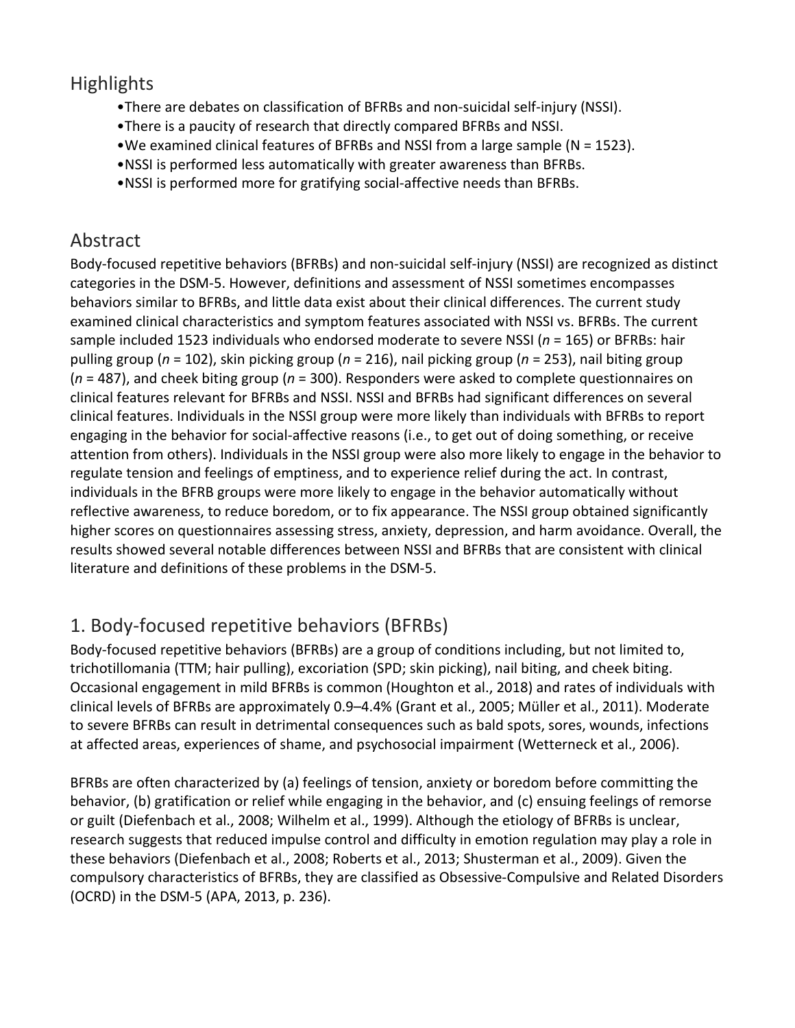## Highlights

- There are debates on classification of BFRBs and non-suicidal self-injury (NSSI).
- There is a paucity of research that directly compared BFRBs and NSSI.
- We examined clinical features of BFRBs and NSSI from a large sample (N = 1523).
- NSSI is performed less automatically with greater awareness than BFRBs.
- NSSI is performed more for gratifying social-affective needs than BFRBs.

## Abstract

Body-focused repetitive behaviors (BFRBs) and non-suicidal self-injury (NSSI) are recognized as distinct categories in the DSM-5. However, definitions and assessment of NSSI sometimes encompasses behaviors similar to BFRBs, and little data exist about their clinical differences. The current study examined clinical characteristics and symptom features associated with NSSI vs. BFRBs. The current sample included 1523 individuals who endorsed moderate to severe NSSI (*n* = 165) or BFRBs: hair pulling group (*n* = 102), skin picking group (*n* = 216), nail picking group (*n* = 253), nail biting group (*n* = 487), and cheek biting group (*n* = 300). Responders were asked to complete questionnaires on clinical features relevant for BFRBs and NSSI. NSSI and BFRBs had significant differences on several clinical features. Individuals in the NSSI group were more likely than individuals with BFRBs to report engaging in the behavior for social-affective reasons (i.e., to get out of doing something, or receive attention from others). Individuals in the NSSI group were also more likely to engage in the behavior to regulate tension and feelings of emptiness, and to experience relief during the act. In contrast, individuals in the BFRB groups were more likely to engage in the behavior automatically without reflective awareness, to reduce boredom, or to fix appearance. The NSSI group obtained significantly higher scores on questionnaires assessing stress, anxiety, depression, and harm avoidance. Overall, the results showed several notable differences between NSSI and BFRBs that are consistent with clinical literature and definitions of these problems in the DSM-5.

## 1. Body-focused repetitive behaviors (BFRBs)

Body-focused repetitive behaviors (BFRBs) are a group of conditions including, but not limited to, trichotillomania (TTM; hair pulling), excoriation (SPD; skin picking), nail biting, and cheek biting. Occasional engagement in mild BFRBs is common (Houghton et al., 2018) and rates of individuals with clinical levels of BFRBs are approximately 0.9–4.4% (Grant et al., 2005; Müller et al., 2011). Moderate to severe BFRBs can result in detrimental consequences such as bald spots, sores, wounds, infections at affected areas, experiences of shame, and psychosocial impairment (Wetterneck et al., 2006).

BFRBs are often characterized by (a) feelings of tension, anxiety or boredom before committing the behavior, (b) gratification or relief while engaging in the behavior, and (c) ensuing feelings of remorse or guilt (Diefenbach et al., 2008; Wilhelm et al., 1999). Although the etiology of BFRBs is unclear, research suggests that reduced impulse control and difficulty in emotion regulation may play a role in these behaviors (Diefenbach et al., 2008; Roberts et al., 2013; Shusterman et al., 2009). Given the compulsory characteristics of BFRBs, they are classified as Obsessive-Compulsive and Related Disorders (OCRD) in the DSM-5 (APA, 2013, p. 236).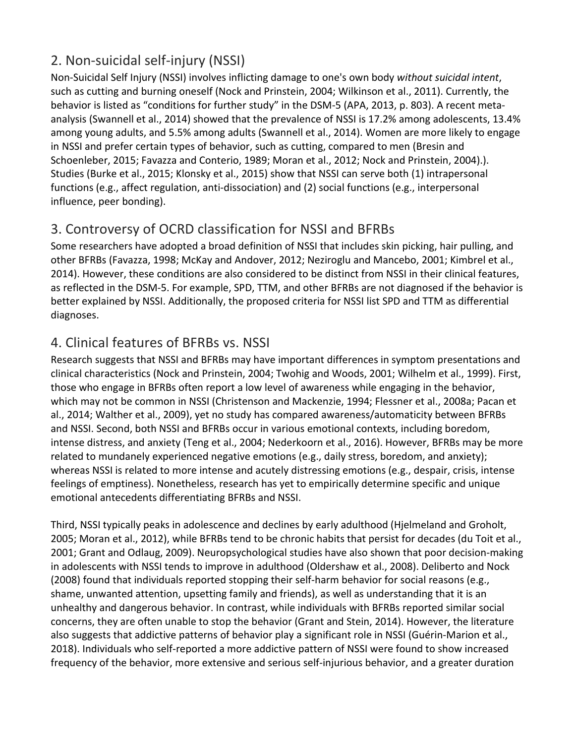## 2. Non-suicidal self-injury (NSSI)

Non-Suicidal Self Injury (NSSI) involves inflicting damage to one's own body *without suicidal intent*, such as cutting and burning oneself (Nock and Prinstein, 2004; Wilkinson et al., 2011). Currently, the behavior is listed as "conditions for further study" in the DSM-5 (APA, 2013, p. 803). A recent meta-analysis (Swannell et al., 2014) showed that the prevalence of NSSI is 17.2% among adolescents, 13.4% among young adults, and 5.5% among adults (Swannell et al., 2014). Women are more likely to engage in NSSI and prefer certain types of behavior, such as cutting, compared to men (Bresin and Schoenleber, 2015; Favazza and Conterio, 1989; Moran et al., 2012; Nock and Prinstein, 2004).). Studies (Burke et al., 2015; Klonsky et al., 2015) show that NSSI can serve both (1) intrapersonal functions (e.g., affect regulation, anti-dissociation) and (2) social functions (e.g., interpersonal influence, peer bonding).

## 3. Controversy of OCRD classification for NSSI and BFRBs

Some researchers have adopted a broad definition of NSSI that includes skin picking, hair pulling, and other BFRBs (Favazza, 1998; McKay and Andover, 2012; Neziroglu and Mancebo, 2001; Kimbrel et al., 2014). However, these conditions are also considered to be distinct from NSSI in their clinical features, as reflected in the DSM-5. For example, SPD, TTM, and other BFRBs are not diagnosed if the behavior is better explained by NSSI. Additionally, the proposed criteria for NSSI list SPD and TTM as differential diagnoses.

## 4. Clinical features of BFRBs vs. NSSI

Research suggests that NSSI and BFRBs may have important differences in symptom presentations and clinical characteristics (Nock and Prinstein, 2004; Twohig and Woods, 2001; Wilhelm et al., 1999). First, those who engage in BFRBs often report a low level of awareness while engaging in the behavior, which may not be common in NSSI (Christenson and Mackenzie, 1994; Flessner et al., 2008a; Pacan et al., 2014; Walther et al., 2009), yet no study has compared awareness/automaticity between BFRBs and NSSI. Second, both NSSI and BFRBs occur in various emotional contexts, including boredom, intense distress, and anxiety (Teng et al., 2004; Nederkoorn et al., 2016). However, BFRBs may be more related to mundanely experienced negative emotions (e.g., daily stress, boredom, and anxiety); whereas NSSI is related to more intense and acutely distressing emotions (e.g., despair, crisis, intense feelings of emptiness). Nonetheless, research has yet to empirically determine specific and unique emotional antecedents differentiating BFRBs and NSSI.

Third, NSSI typically peaks in adolescence and declines by early adulthood (Hjelmeland and Groholt, 2005; Moran et al., 2012), while BFRBs tend to be chronic habits that persist for decades (du Toit et al., 2001; Grant and Odlaug, 2009). Neuropsychological studies have also shown that poor decision-making in adolescents with NSSI tends to improve in adulthood (Oldershaw et al., 2008). Deliberto and Nock (2008) found that individuals reported stopping their self-harm behavior for social reasons (e.g., shame, unwanted attention, upsetting family and friends), as well as understanding that it is an unhealthy and dangerous behavior. In contrast, while individuals with BFRBs reported similar social concerns, they are often unable to stop the behavior (Grant and Stein, 2014). However, the literature also suggests that addictive patterns of behavior play a significant role in NSSI (Guérin-Marion et al., 2018). Individuals who self-reported a more addictive pattern of NSSI were found to show increased frequency of the behavior, more extensive and serious self-injurious behavior, and a greater duration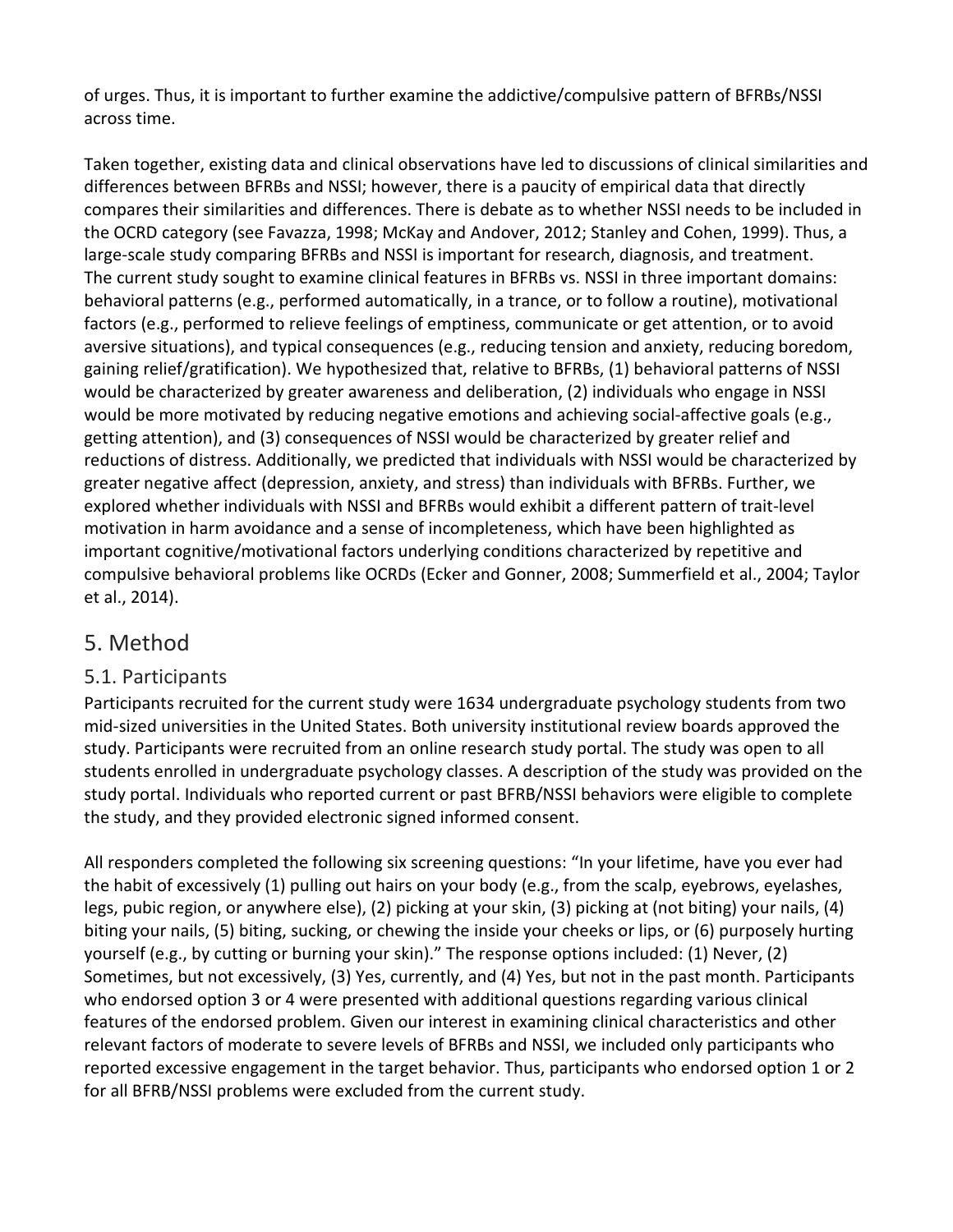of urges. Thus, it is important to further examine the addictive/compulsive pattern of BFRBs/NSSI across time.

Taken together, existing data and clinical observations have led to discussions of clinical similarities and differences between BFRBs and NSSI; however, there is a paucity of empirical data that directly compares their similarities and differences. There is debate as to whether NSSI needs to be included in the OCRD category (see Favazza, 1998; McKay and Andover, 2012; Stanley and Cohen, 1999). Thus, a large-scale study comparing BFRBs and NSSI is important for research, diagnosis, and treatment. The current study sought to examine clinical features in BFRBs vs. NSSI in three important domains: behavioral patterns (e.g., performed automatically, in a trance, or to follow a routine), motivational factors (e.g., performed to relieve feelings of emptiness, communicate or get attention, or to avoid aversive situations), and typical consequences (e.g., reducing tension and anxiety, reducing boredom, gaining relief/gratification). We hypothesized that, relative to BFRBs, (1) behavioral patterns of NSSI would be characterized by greater awareness and deliberation, (2) individuals who engage in NSSI would be more motivated by reducing negative emotions and achieving social-affective goals (e.g., getting attention), and (3) consequences of NSSI would be characterized by greater relief and reductions of distress. Additionally, we predicted that individuals with NSSI would be characterized by greater negative affect (depression, anxiety, and stress) than individuals with BFRBs. Further, we explored whether individuals with NSSI and BFRBs would exhibit a different pattern of trait-level motivation in harm avoidance and a sense of incompleteness, which have been highlighted as important cognitive/motivational factors underlying conditions characterized by repetitive and compulsive behavioral problems like OCRDs (Ecker and Gonner, 2008; Summerfield et al., 2004; Taylor et al., 2014).

# 5. Method

## 5.1. Participants

Participants recruited for the current study were 1634 undergraduate psychology students from two mid-sized universities in the United States. Both university institutional review boards approved the study. Participants were recruited from an online research study portal. The study was open to all students enrolled in undergraduate psychology classes. A description of the study was provided on the study portal. Individuals who reported current or past BFRB/NSSI behaviors were eligible to complete the study, and they provided electronic signed informed consent.

All responders completed the following six screening questions: "In your lifetime, have you ever had the habit of excessively (1) pulling out hairs on your body (e.g., from the scalp, eyebrows, eyelashes, legs, pubic region, or anywhere else), (2) picking at your skin, (3) picking at (not biting) your nails, (4) biting your nails, (5) biting, sucking, or chewing the inside your cheeks or lips, or (6) purposely hurting yourself (e.g., by cutting or burning your skin)." The response options included: (1) Never, (2) Sometimes, but not excessively, (3) Yes, currently, and (4) Yes, but not in the past month. Participants who endorsed option 3 or 4 were presented with additional questions regarding various clinical features of the endorsed problem. Given our interest in examining clinical characteristics and other relevant factors of moderate to severe levels of BFRBs and NSSI, we included only participants who reported excessive engagement in the target behavior. Thus, participants who endorsed option 1 or 2 for all BFRB/NSSI problems were excluded from the current study.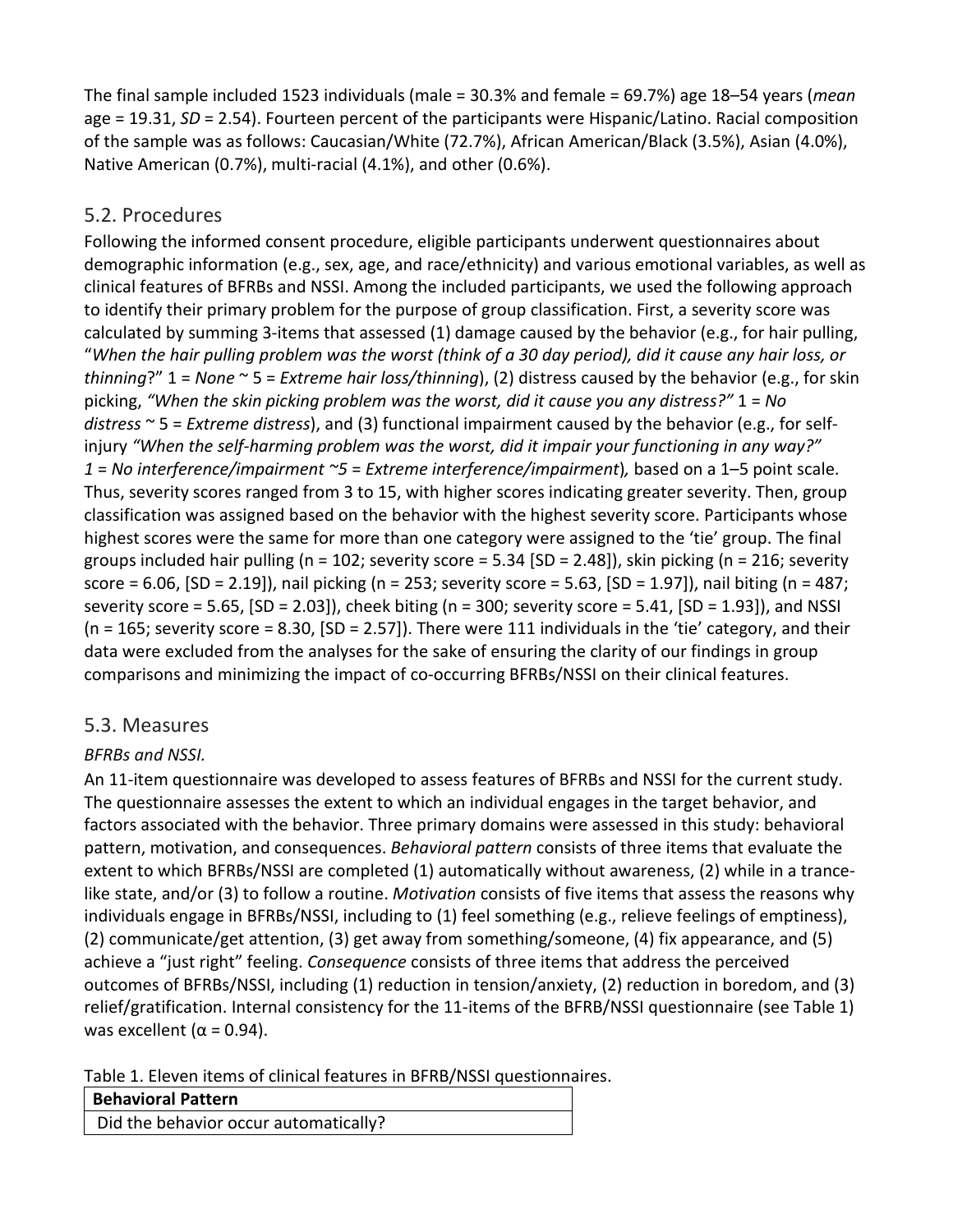The final sample included 1523 individuals (male = 30.3% and female = 69.7%) age 18–54 years (*mean* age = 19.31, *SD* = 2.54). Fourteen percent of the participants were Hispanic/Latino. Racial composition of the sample was as follows: Caucasian/White (72.7%), African American/Black (3.5%), Asian (4.0%), Native American (0.7%), multi-racial (4.1%), and other (0.6%).

## 5.2. Procedures

Following the informed consent procedure, eligible participants underwent questionnaires about demographic information (e.g., sex, age, and race/ethnicity) and various emotional variables, as well as clinical features of BFRBs and NSSI. Among the included participants, we used the following approach to identify their primary problem for the purpose of group classification. First, a severity score was calculated by summing 3-items that assessed (1) damage caused by the behavior (e.g., for hair pulling, "*When the hair pulling problem was the worst (think of a 30 day period), did it cause any hair loss, or thinning*?" 1 = *None* ~ 5 = *Extreme hair loss/thinning*), (2) distress caused by the behavior (e.g., for skin picking, *"When the skin picking problem was the worst, did it cause you any distress?"* 1 = *No distress* ~ 5 = *Extreme distress*), and (3) functional impairment caused by the behavior (e.g., for self-injury *"When the self-harming problem was the worst, did it impair your functioning in any way?" 1 = No interference/impairment ~5 = Extreme interference/impairment*), based on a 1–5 point scale. Thus, severity scores ranged from 3 to 15, with higher scores indicating greater severity. Then, group classification was assigned based on the behavior with the highest severity score. Participants whose highest scores were the same for more than one category were assigned to the 'tie' group. The final groups included hair pulling (n = 102; severity score = 5.34 [SD = 2.48]), skin picking (n = 216; severity score = 6.06, [SD = 2.19]), nail picking (n = 253; severity score = 5.63, [SD = 1.97]), nail biting (n = 487; severity score = 5.65, [SD = 2.03]), cheek biting (n = 300; severity score = 5.41, [SD = 1.93]), and NSSI (n = 165; severity score = 8.30, [SD = 2.57]). There were 111 individuals in the 'tie' category, and their data were excluded from the analyses for the sake of ensuring the clarity of our findings in group comparisons and minimizing the impact of co-occurring BFRBs/NSSI on their clinical features.

## 5.3. Measures

*BFRBs and NSSI.*

An 11-item questionnaire was developed to assess features of BFRBs and NSSI for the current study. The questionnaire assesses the extent to which an individual engages in the target behavior, and factors associated with the behavior. Three primary domains were assessed in this study: behavioral pattern, motivation, and consequences. *Behavioral pattern* consists of three items that evaluate the extent to which BFRBs/NSSI are completed (1) automatically without awareness, (2) while in a trance-like state, and/or (3) to follow a routine. *Motivation* consists of five items that assess the reasons why individuals engage in BFRBs/NSSI, including to (1) feel something (e.g., relieve feelings of emptiness), (2) communicate/get attention, (3) get away from something/someone, (4) fix appearance, and (5) achieve a "just right" feeling. *Consequence* consists of three items that address the perceived outcomes of BFRBs/NSSI, including (1) reduction in tension/anxiety, (2) reduction in boredom, and (3) relief/gratification. Internal consistency for the 11-items of the BFRB/NSSI questionnaire (see Table 1) was excellent ($\alpha$ = 0.94).

Table 1. Eleven items of clinical features in BFRB/NSSI questionnaires.

| **Behavioral Pattern** |
| --- |
| Did the behavior occur automatically? |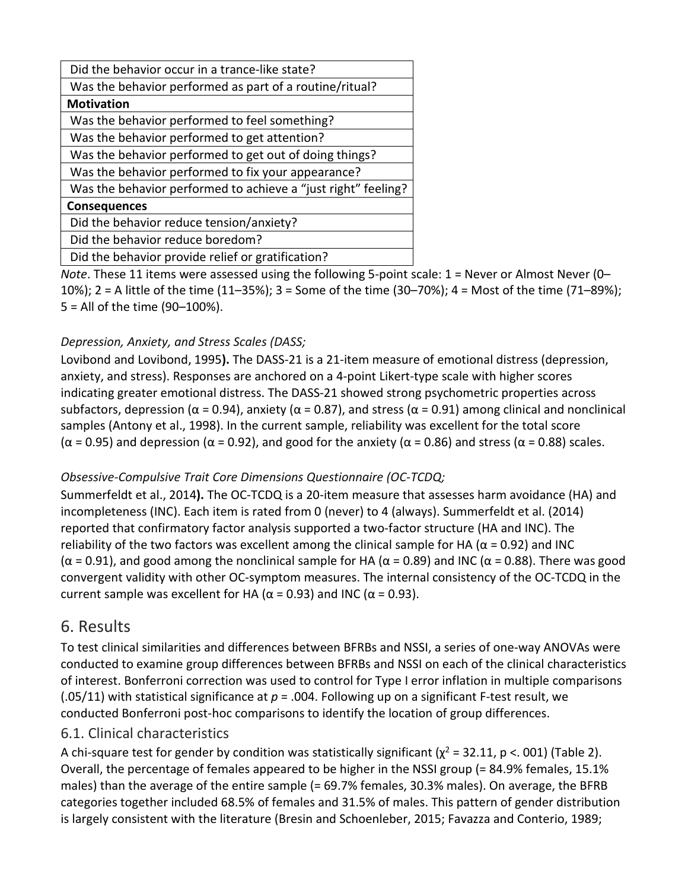| |
|---|
| Did the behavior occur in a trance-like state? |
| Was the behavior performed as part of a routine/ritual? |
| **Motivation** |
| Was the behavior performed to feel something? |
| Was the behavior performed to get attention? |
| Was the behavior performed to get out of doing things? |
| Was the behavior performed to fix your appearance? |
| Was the behavior performed to achieve a "just right" feeling? |
| **Consequences** |
| Did the behavior reduce tension/anxiety? |
| Did the behavior reduce boredom? |
| Did the behavior provide relief or gratification? |

*Note*. These 11 items were assessed using the following 5-point scale: 1 = Never or Almost Never (0–10%); 2 = A little of the time (11–35%); 3 = Some of the time (30–70%); 4 = Most of the time (71–89%); 5 = All of the time (90–100%).

*Depression, Anxiety, and Stress Scales (DASS;* Lovibond and Lovibond, 1995**).** The DASS-21 is a 21-item measure of emotional distress (depression, anxiety, and stress). Responses are anchored on a 4-point Likert-type scale with higher scores indicating greater emotional distress. The DASS-21 showed strong psychometric properties across subfactors, depression (α = 0.94), anxiety (α = 0.87), and stress (α = 0.91) among clinical and nonclinical samples (Antony et al., 1998). In the current sample, reliability was excellent for the total score (α = 0.95) and depression (α = 0.92), and good for the anxiety (α = 0.86) and stress (α = 0.88) scales.

*Obsessive-Compulsive Trait Core Dimensions Questionnaire (OC-TCDQ;* Summerfeldt et al., 2014**).** The OC-TCDQ is a 20-item measure that assesses harm avoidance (HA) and incompleteness (INC). Each item is rated from 0 (never) to 4 (always). Summerfeldt et al. (2014) reported that confirmatory factor analysis supported a two-factor structure (HA and INC). The reliability of the two factors was excellent among the clinical sample for HA (α = 0.92) and INC (α = 0.91), and good among the nonclinical sample for HA (α = 0.89) and INC (α = 0.88). There was good convergent validity with other OC-symptom measures. The internal consistency of the OC-TCDQ in the current sample was excellent for HA (α = 0.93) and INC (α = 0.93).

# 6. Results

To test clinical similarities and differences between BFRBs and NSSI, a series of one-way ANOVAs were conducted to examine group differences between BFRBs and NSSI on each of the clinical characteristics of interest. Bonferroni correction was used to control for Type I error inflation in multiple comparisons (.05/11) with statistical significance at $p$ = .004. Following up on a significant F-test result, we conducted Bonferroni post-hoc comparisons to identify the location of group differences.

## 6.1. Clinical characteristics

A chi-square test for gender by condition was statistically significant ($\chi^2 = 32.11$, p <. 001) (Table 2). Overall, the percentage of females appeared to be higher in the NSSI group (= 84.9% females, 15.1% males) than the average of the entire sample (= 69.7% females, 30.3% males). On average, the BFRB categories together included 68.5% of females and 31.5% of males. This pattern of gender distribution is largely consistent with the literature (Bresin and Schoenleber, 2015; Favazza and Conterio, 1989;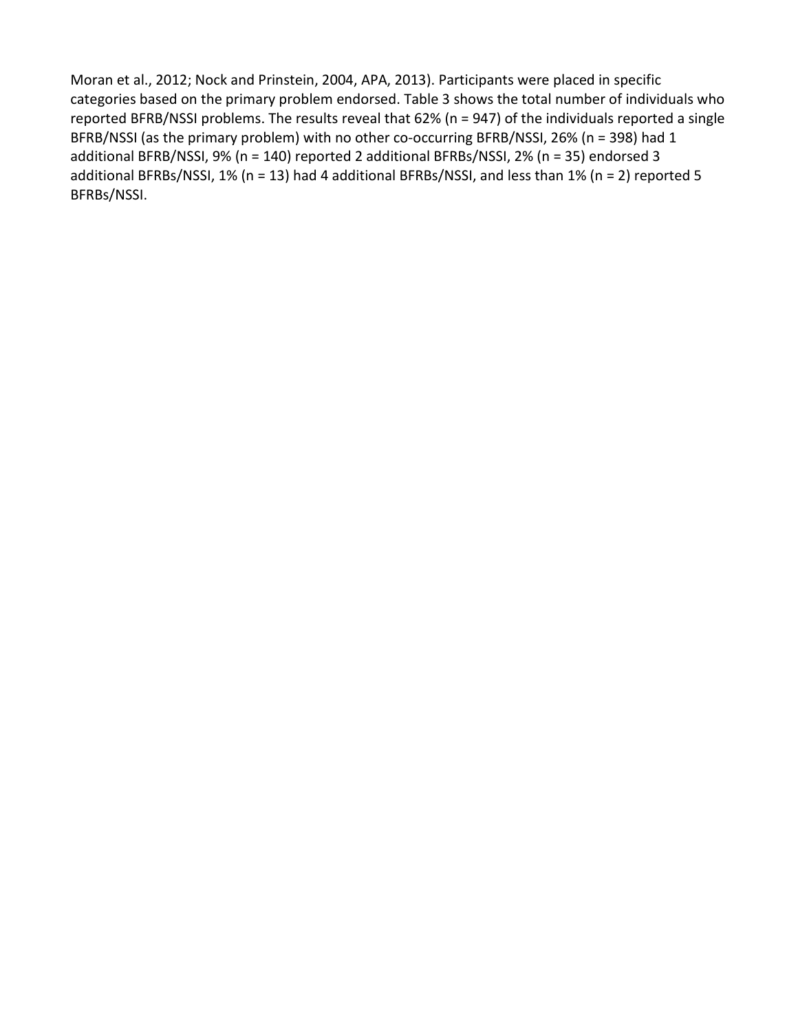Moran et al., 2012; Nock and Prinstein, 2004, APA, 2013). Participants were placed in specific categories based on the primary problem endorsed. Table 3 shows the total number of individuals who reported BFRB/NSSI problems. The results reveal that 62% (n = 947) of the individuals reported a single BFRB/NSSI (as the primary problem) with no other co-occurring BFRB/NSSI, 26% (n = 398) had 1 additional BFRB/NSSI, 9% (n = 140) reported 2 additional BFRBs/NSSI, 2% (n = 35) endorsed 3 additional BFRBs/NSSI, 1% (n = 13) had 4 additional BFRBs/NSSI, and less than 1% (n = 2) reported 5 BFRBs/NSSI.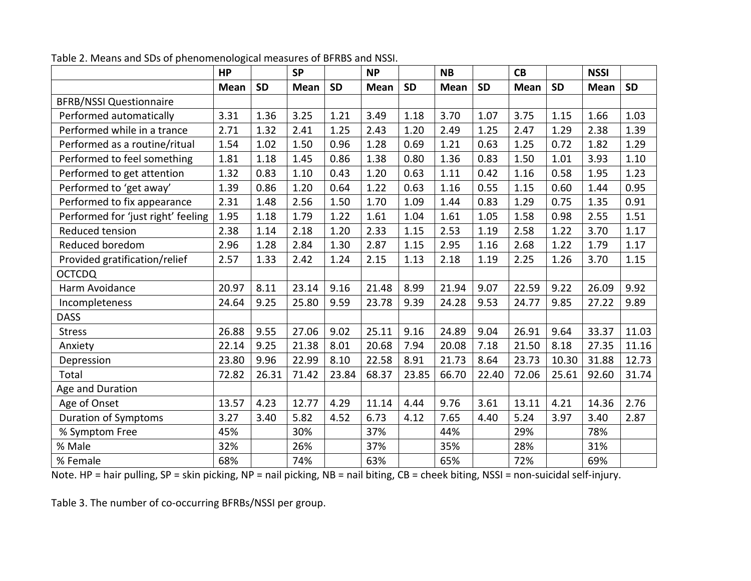Table 2. Means and SDs of phenomenological measures of BFRBS and NSSI.

| | HP | | SP | | NP | | NB | | CB | | NSSI | |
|---|---|---|---|---|---|---|---|---|---|---|---|---|
| | Mean | SD | Mean | SD | Mean | SD | Mean | SD | Mean | SD | Mean | SD |
| BFRB/NSSI Questionnaire | | | | | | | | | | | | |
| Performed automatically | 3.31 | 1.36 | 3.25 | 1.21 | 3.49 | 1.18 | 3.70 | 1.07 | 3.75 | 1.15 | 1.66 | 1.03 |
| Performed while in a trance | 2.71 | 1.32 | 2.41 | 1.25 | 2.43 | 1.20 | 2.49 | 1.25 | 2.47 | 1.29 | 2.38 | 1.39 |
| Performed as a routine/ritual | 1.54 | 1.02 | 1.50 | 0.96 | 1.28 | 0.69 | 1.21 | 0.63 | 1.25 | 0.72 | 1.82 | 1.29 |
| Performed to feel something | 1.81 | 1.18 | 1.45 | 0.86 | 1.38 | 0.80 | 1.36 | 0.83 | 1.50 | 1.01 | 3.93 | 1.10 |
| Performed to get attention | 1.32 | 0.83 | 1.10 | 0.43 | 1.20 | 0.63 | 1.11 | 0.42 | 1.16 | 0.58 | 1.95 | 1.23 |
| Performed to 'get away' | 1.39 | 0.86 | 1.20 | 0.64 | 1.22 | 0.63 | 1.16 | 0.55 | 1.15 | 0.60 | 1.44 | 0.95 |
| Performed to fix appearance | 2.31 | 1.48 | 2.56 | 1.50 | 1.70 | 1.09 | 1.44 | 0.83 | 1.29 | 0.75 | 1.35 | 0.91 |
| Performed for 'just right' feeling | 1.95 | 1.18 | 1.79 | 1.22 | 1.61 | 1.04 | 1.61 | 1.05 | 1.58 | 0.98 | 2.55 | 1.51 |
| Reduced tension | 2.38 | 1.14 | 2.18 | 1.20 | 2.33 | 1.15 | 2.53 | 1.19 | 2.58 | 1.22 | 3.70 | 1.17 |
| Reduced boredom | 2.96 | 1.28 | 2.84 | 1.30 | 2.87 | 1.15 | 2.95 | 1.16 | 2.68 | 1.22 | 1.79 | 1.17 |
| Provided gratification/relief | 2.57 | 1.33 | 2.42 | 1.24 | 2.15 | 1.13 | 2.18 | 1.19 | 2.25 | 1.26 | 3.70 | 1.15 |
| OCTCDQ | | | | | | | | | | | | |
| Harm Avoidance | 20.97 | 8.11 | 23.14 | 9.16 | 21.48 | 8.99 | 21.94 | 9.07 | 22.59 | 9.22 | 26.09 | 9.92 |
| Incompleteness | 24.64 | 9.25 | 25.80 | 9.59 | 23.78 | 9.39 | 24.28 | 9.53 | 24.77 | 9.85 | 27.22 | 9.89 |
| DASS | | | | | | | | | | | | |
| Stress | 26.88 | 9.55 | 27.06 | 9.02 | 25.11 | 9.16 | 24.89 | 9.04 | 26.91 | 9.64 | 33.37 | 11.03 |
| Anxiety | 22.14 | 9.25 | 21.38 | 8.01 | 20.68 | 7.94 | 20.08 | 7.18 | 21.50 | 8.18 | 27.35 | 11.16 |
| Depression | 23.80 | 9.96 | 22.99 | 8.10 | 22.58 | 8.91 | 21.73 | 8.64 | 23.73 | 10.30 | 31.88 | 12.73 |
| Total | 72.82 | 26.31 | 71.42 | 23.84 | 68.37 | 23.85 | 66.70 | 22.40 | 72.06 | 25.61 | 92.60 | 31.74 |
| Age and Duration | | | | | | | | | | | | |
| Age of Onset | 13.57 | 4.23 | 12.77 | 4.29 | 11.14 | 4.44 | 9.76 | 3.61 | 13.11 | 4.21 | 14.36 | 2.76 |
| Duration of Symptoms | 3.27 | 3.40 | 5.82 | 4.52 | 6.73 | 4.12 | 7.65 | 4.40 | 5.24 | 3.97 | 3.40 | 2.87 |
| % Symptom Free | 45% | | 30% | | 37% | | 44% | | 29% | | 78% | |
| % Male | 32% | | 26% | | 37% | | 35% | | 28% | | 31% | |
| % Female | 68% | | 74% | | 63% | | 65% | | 72% | | 69% | |

Note. HP = hair pulling, SP = skin picking, NP = nail picking, NB = nail biting, CB = cheek biting, NSSI = non-suicidal self-injury.

Table 3. The number of co-occurring BFRBs/NSSI per group.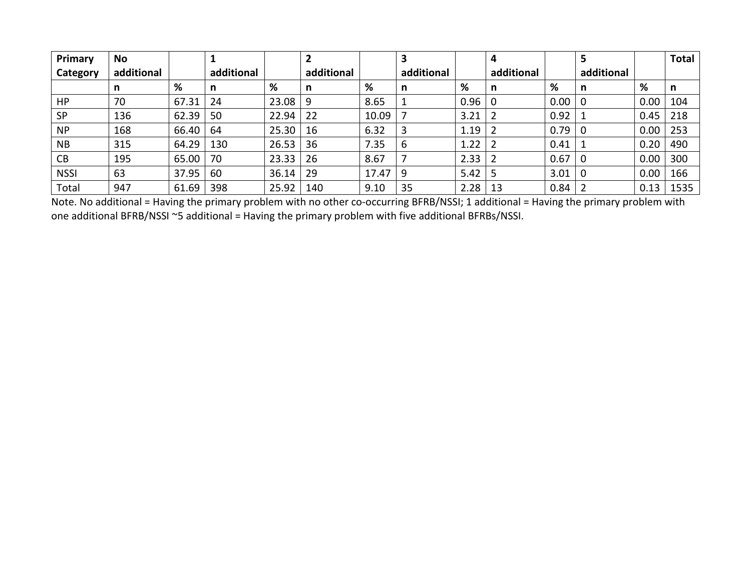| Primary Category | No additional | | 1 additional | | 2 additional | | 3 additional | | 4 additional | | 5 additional | | Total |
|---|---|---|---|---|---|---|---|---|---|---|---|---|---|
| | n | % | n | % | n | % | n | % | n | % | n | % | n |
| HP | 70 | 67.31 | 24 | 23.08 | 9 | 8.65 | 1 | 0.96 | 0 | 0.00 | 0 | 0.00 | 104 |
| SP | 136 | 62.39 | 50 | 22.94 | 22 | 10.09 | 7 | 3.21 | 2 | 0.92 | 1 | 0.45 | 218 |
| NP | 168 | 66.40 | 64 | 25.30 | 16 | 6.32 | 3 | 1.19 | 2 | 0.79 | 0 | 0.00 | 253 |
| NB | 315 | 64.29 | 130 | 26.53 | 36 | 7.35 | 6 | 1.22 | 2 | 0.41 | 1 | 0.20 | 490 |
| CB | 195 | 65.00 | 70 | 23.33 | 26 | 8.67 | 7 | 2.33 | 2 | 0.67 | 0 | 0.00 | 300 |
| NSSI | 63 | 37.95 | 60 | 36.14 | 29 | 17.47 | 9 | 5.42 | 5 | 3.01 | 0 | 0.00 | 166 |
| Total | 947 | 61.69 | 398 | 25.92 | 140 | 9.10 | 35 | 2.28 | 13 | 0.84 | 2 | 0.13 | 1535 |

Note. No additional = Having the primary problem with no other co-occurring BFRB/NSSI; 1 additional = Having the primary problem with one additional BFRB/NSSI ~5 additional = Having the primary problem with five additional BFRBs/NSSI.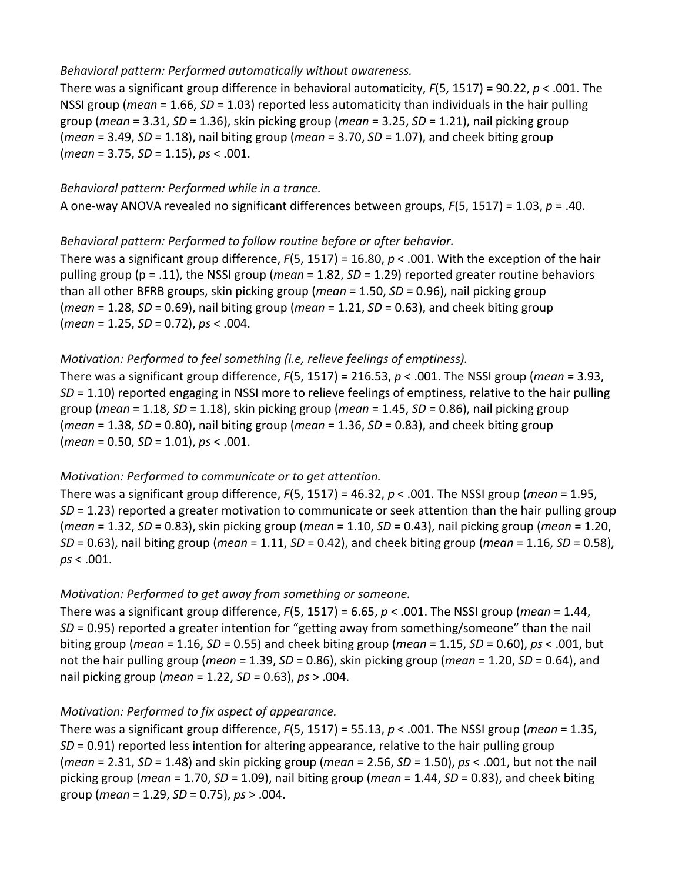*Behavioral pattern: Performed automatically without awareness.*

There was a significant group difference in behavioral automaticity, $F(5, 1517) = 90.22$, $p < .001$. The NSSI group (*mean* = 1.66, *SD* = 1.03) reported less automaticity than individuals in the hair pulling group (*mean* = 3.31, *SD* = 1.36), skin picking group (*mean* = 3.25, *SD* = 1.21), nail picking group (*mean* = 3.49, *SD* = 1.18), nail biting group (*mean* = 3.70, *SD* = 1.07), and cheek biting group (*mean* = 3.75, *SD* = 1.15), *ps* < .001.

*Behavioral pattern: Performed while in a trance.*

A one-way ANOVA revealed no significant differences between groups, $F(5, 1517) = 1.03$, $p = .40$.

*Behavioral pattern: Performed to follow routine before or after behavior.*

There was a significant group difference, $F(5, 1517) = 16.80$, $p < .001$. With the exception of the hair pulling group ($p = .11$), the NSSI group (*mean* = 1.82, *SD* = 1.29) reported greater routine behaviors than all other BFRB groups, skin picking group (*mean* = 1.50, *SD* = 0.96), nail picking group (*mean* = 1.28, *SD* = 0.69), nail biting group (*mean* = 1.21, *SD* = 0.63), and cheek biting group (*mean* = 1.25, *SD* = 0.72), *ps* < .004.

*Motivation: Performed to feel something (i.e, relieve feelings of emptiness).*

There was a significant group difference, $F(5, 1517) = 216.53$, $p < .001$. The NSSI group (*mean* = 3.93, *SD* = 1.10) reported engaging in NSSI more to relieve feelings of emptiness, relative to the hair pulling group (*mean* = 1.18, *SD* = 1.18), skin picking group (*mean* = 1.45, *SD* = 0.86), nail picking group (*mean* = 1.38, *SD* = 0.80), nail biting group (*mean* = 1.36, *SD* = 0.83), and cheek biting group (*mean* = 0.50, *SD* = 1.01), *ps* < .001.

*Motivation: Performed to communicate or to get attention.*

There was a significant group difference, $F(5, 1517) = 46.32$, $p < .001$. The NSSI group (*mean* = 1.95, *SD* = 1.23) reported a greater motivation to communicate or seek attention than the hair pulling group (*mean* = 1.32, *SD* = 0.83), skin picking group (*mean* = 1.10, *SD* = 0.43), nail picking group (*mean* = 1.20, *SD* = 0.63), nail biting group (*mean* = 1.11, *SD* = 0.42), and cheek biting group (*mean* = 1.16, *SD* = 0.58), *ps* < .001.

*Motivation: Performed to get away from something or someone.*

There was a significant group difference, $F(5, 1517) = 6.65$, $p < .001$. The NSSI group (*mean* = 1.44, *SD* = 0.95) reported a greater intention for "getting away from something/someone" than the nail biting group (*mean* = 1.16, *SD* = 0.55) and cheek biting group (*mean* = 1.15, *SD* = 0.60), *ps* < .001, but not the hair pulling group (*mean* = 1.39, *SD* = 0.86), skin picking group (*mean* = 1.20, *SD* = 0.64), and nail picking group (*mean* = 1.22, *SD* = 0.63), *ps* > .004.

*Motivation: Performed to fix aspect of appearance.*

There was a significant group difference, $F(5, 1517) = 55.13$, $p < .001$. The NSSI group (*mean* = 1.35, *SD* = 0.91) reported less intention for altering appearance, relative to the hair pulling group (*mean* = 2.31, *SD* = 1.48) and skin picking group (*mean* = 2.56, *SD* = 1.50), *ps* < .001, but not the nail picking group (*mean* = 1.70, *SD* = 1.09), nail biting group (*mean* = 1.44, *SD* = 0.83), and cheek biting group (*mean* = 1.29, *SD* = 0.75), *ps* > .004.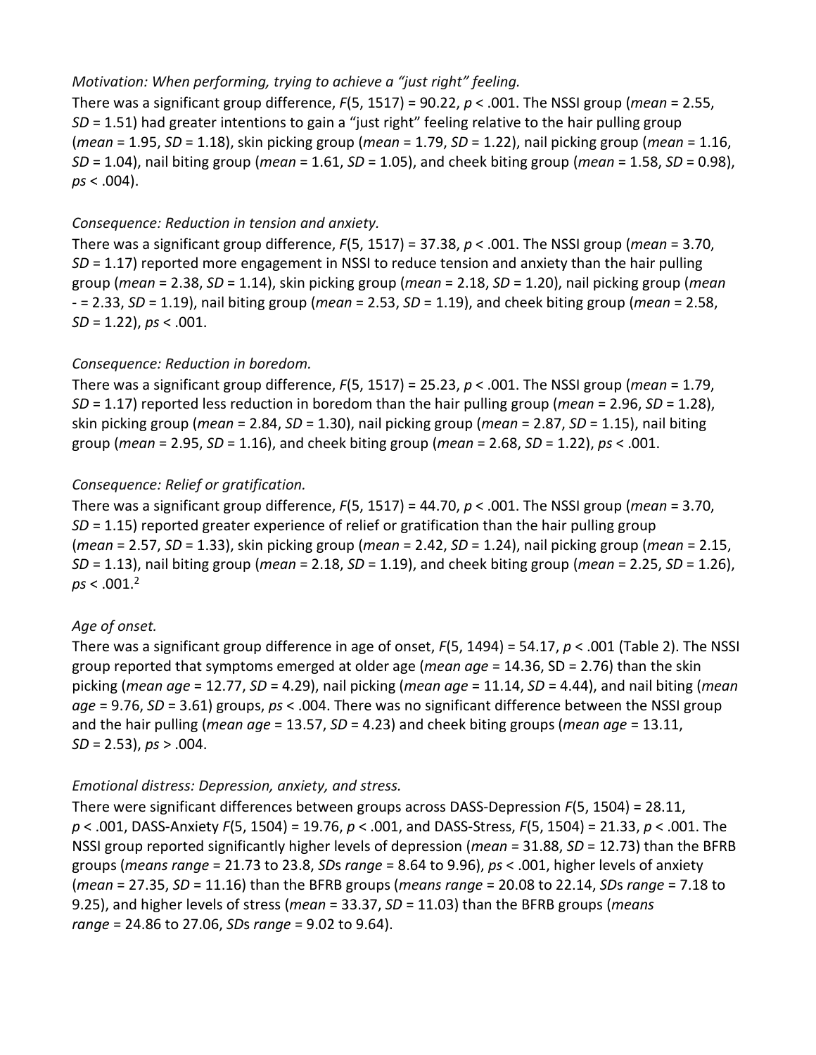*Motivation: When performing, trying to achieve a "just right" feeling.*

There was a significant group difference, $F(5, 1517) = 90.22$, $p < .001$. The NSSI group (*mean* = 2.55, *SD* = 1.51) had greater intentions to gain a "just right" feeling relative to the hair pulling group (*mean* = 1.95, *SD* = 1.18), skin picking group (*mean* = 1.79, *SD* = 1.22), nail picking group (*mean* = 1.16, *SD* = 1.04), nail biting group (*mean* = 1.61, *SD* = 1.05), and cheek biting group (*mean* = 1.58, *SD* = 0.98), *ps* < .004).

*Consequence: Reduction in tension and anxiety.*

There was a significant group difference, $F(5, 1517) = 37.38$, $p < .001$. The NSSI group (*mean* = 3.70, *SD* = 1.17) reported more engagement in NSSI to reduce tension and anxiety than the hair pulling group (*mean* = 2.38, *SD* = 1.14), skin picking group (*mean* = 2.18, *SD* = 1.20), nail picking group (*mean* - = 2.33, *SD* = 1.19), nail biting group (*mean* = 2.53, *SD* = 1.19), and cheek biting group (*mean* = 2.58, *SD* = 1.22), *ps* < .001.

*Consequence: Reduction in boredom.*

There was a significant group difference, $F(5, 1517) = 25.23$, $p < .001$. The NSSI group (*mean* = 1.79, *SD* = 1.17) reported less reduction in boredom than the hair pulling group (*mean* = 2.96, *SD* = 1.28), skin picking group (*mean* = 2.84, *SD* = 1.30), nail picking group (*mean* = 2.87, *SD* = 1.15), nail biting group (*mean* = 2.95, *SD* = 1.16), and cheek biting group (*mean* = 2.68, *SD* = 1.22), *ps* < .001.

*Consequence: Relief or gratification.*

There was a significant group difference, $F(5, 1517) = 44.70$, $p < .001$. The NSSI group (*mean* = 3.70, *SD* = 1.15) reported greater experience of relief or gratification than the hair pulling group (*mean* = 2.57, *SD* = 1.33), skin picking group (*mean* = 2.42, *SD* = 1.24), nail picking group (*mean* = 2.15, *SD* = 1.13), nail biting group (*mean* = 2.18, *SD* = 1.19), and cheek biting group (*mean* = 2.25, *SD* = 1.26), *ps* < .001.[2]

*Age of onset.*

There was a significant group difference in age of onset, $F(5, 1494) = 54.17$, $p < .001$ (Table 2). The NSSI group reported that symptoms emerged at older age (*mean age* = 14.36, SD = 2.76) than the skin picking (*mean age* = 12.77, *SD* = 4.29), nail picking (*mean age* = 11.14, *SD* = 4.44), and nail biting (*mean age* = 9.76, *SD* = 3.61) groups, *ps* < .004. There was no significant difference between the NSSI group and the hair pulling (*mean age* = 13.57, *SD* = 4.23) and cheek biting groups (*mean age* = 13.11, *SD* = 2.53), *ps* > .004.

*Emotional distress: Depression, anxiety, and stress.*

There were significant differences between groups across DASS-Depression $F(5, 1504) = 28.11$, $p < .001$, DASS-Anxiety $F(5, 1504) = 19.76$, $p < .001$, and DASS-Stress, $F(5, 1504) = 21.33$, $p < .001$. The NSSI group reported significantly higher levels of depression (*mean* = 31.88, *SD* = 12.73) than the BFRB groups (*means range* = 21.73 to 23.8, *SD*s *range* = 8.64 to 9.96), *ps* < .001, higher levels of anxiety (*mean* = 27.35, *SD* = 11.16) than the BFRB groups (*means range* = 20.08 to 22.14, *SD*s *range* = 7.18 to 9.25), and higher levels of stress (*mean* = 33.37, *SD* = 11.03) than the BFRB groups (*means range* = 24.86 to 27.06, *SD*s *range* = 9.02 to 9.64).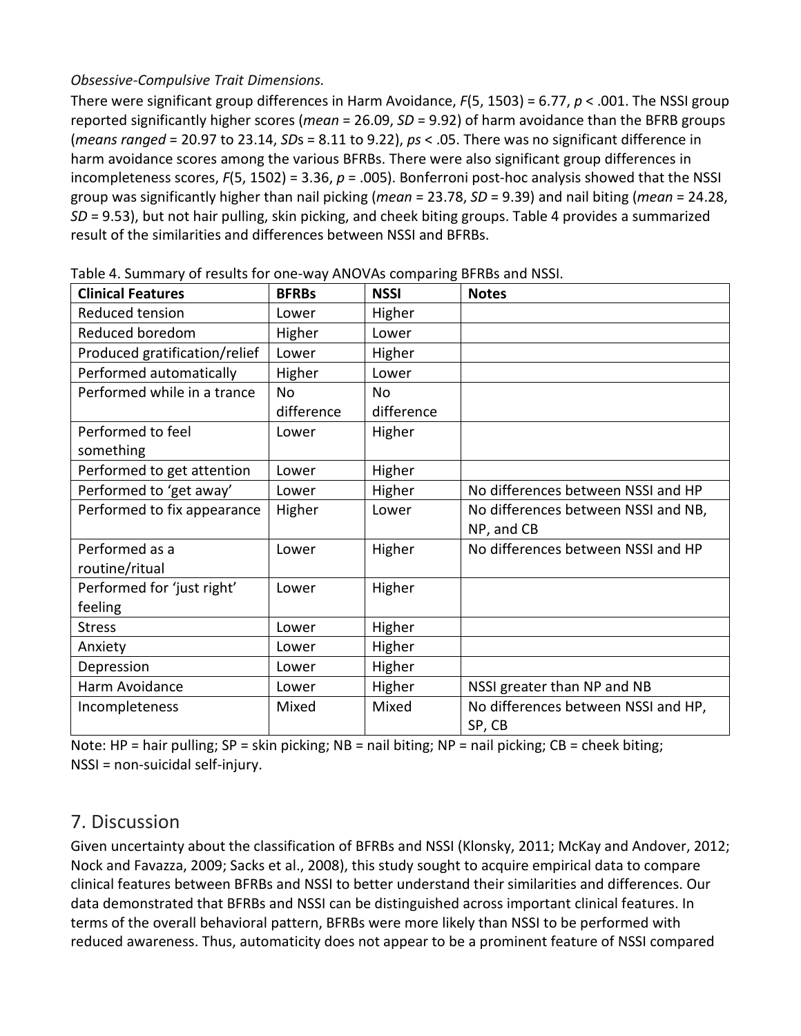*Obsessive-Compulsive Trait Dimensions.*

There were significant group differences in Harm Avoidance, $F(5, 1503) = 6.77$, $p < .001$. The NSSI group reported significantly higher scores (*mean* = 26.09, *SD* = 9.92) of harm avoidance than the BFRB groups (*means ranged* = 20.97 to 23.14, *SD*s = 8.11 to 9.22), *ps* < .05. There was no significant difference in harm avoidance scores among the various BFRBs. There were also significant group differences in incompleteness scores, $F(5, 1502) = 3.36$, $p = .005$). Bonferroni post-hoc analysis showed that the NSSI group was significantly higher than nail picking (*mean* = 23.78, *SD* = 9.39) and nail biting (*mean* = 24.28, *SD* = 9.53), but not hair pulling, skin picking, and cheek biting groups. Table 4 provides a summarized result of the similarities and differences between NSSI and BFRBs.

Table 4. Summary of results for one-way ANOVAs comparing BFRBs and NSSI.

| Clinical Features | BFRBs | NSSI | Notes |
|---|---|---|---|
| Reduced tension | Lower | Higher | |
| Reduced boredom | Higher | Lower | |
| Produced gratification/relief | Lower | Higher | |
| Performed automatically | Higher | Lower | |
| Performed while in a trance | No difference | No difference | |
| Performed to feel something | Lower | Higher | |
| Performed to get attention | Lower | Higher | |
| Performed to 'get away' | Lower | Higher | No differences between NSSI and HP |
| Performed to fix appearance | Higher | Lower | No differences between NSSI and NB, NP, and CB |
| Performed as a routine/ritual | Lower | Higher | No differences between NSSI and HP |
| Performed for 'just right' feeling | Lower | Higher | |
| Stress | Lower | Higher | |
| Anxiety | Lower | Higher | |
| Depression | Lower | Higher | |
| Harm Avoidance | Lower | Higher | NSSI greater than NP and NB |
| Incompleteness | Mixed | Mixed | No differences between NSSI and HP, SP, CB |

Note: HP = hair pulling; SP = skin picking; NB = nail biting; NP = nail picking; CB = cheek biting; NSSI = non-suicidal self-injury.

## 7. Discussion

Given uncertainty about the classification of BFRBs and NSSI (Klonsky, 2011; McKay and Andover, 2012; Nock and Favazza, 2009; Sacks et al., 2008), this study sought to acquire empirical data to compare clinical features between BFRBs and NSSI to better understand their similarities and differences. Our data demonstrated that BFRBs and NSSI can be distinguished across important clinical features. In terms of the overall behavioral pattern, BFRBs were more likely than NSSI to be performed with reduced awareness. Thus, automaticity does not appear to be a prominent feature of NSSI compared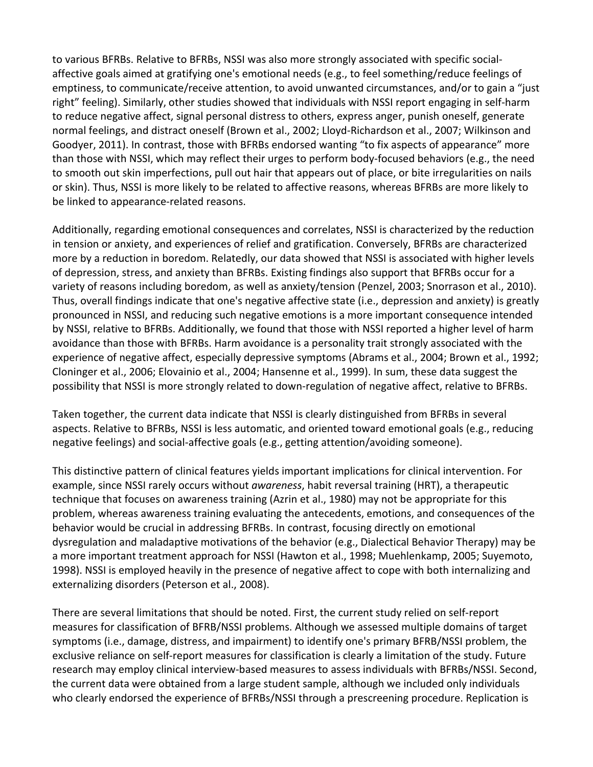to various BFRBs. Relative to BFRBs, NSSI was also more strongly associated with specific social-affective goals aimed at gratifying one's emotional needs (e.g., to feel something/reduce feelings of emptiness, to communicate/receive attention, to avoid unwanted circumstances, and/or to gain a "just right" feeling). Similarly, other studies showed that individuals with NSSI report engaging in self-harm to reduce negative affect, signal personal distress to others, express anger, punish oneself, generate normal feelings, and distract oneself (Brown et al., 2002; Lloyd-Richardson et al., 2007; Wilkinson and Goodyer, 2011). In contrast, those with BFRBs endorsed wanting "to fix aspects of appearance" more than those with NSSI, which may reflect their urges to perform body-focused behaviors (e.g., the need to smooth out skin imperfections, pull out hair that appears out of place, or bite irregularities on nails or skin). Thus, NSSI is more likely to be related to affective reasons, whereas BFRBs are more likely to be linked to appearance-related reasons.

Additionally, regarding emotional consequences and correlates, NSSI is characterized by the reduction in tension or anxiety, and experiences of relief and gratification. Conversely, BFRBs are characterized more by a reduction in boredom. Relatedly, our data showed that NSSI is associated with higher levels of depression, stress, and anxiety than BFRBs. Existing findings also support that BFRBs occur for a variety of reasons including boredom, as well as anxiety/tension (Penzel, 2003; Snorrason et al., 2010). Thus, overall findings indicate that one's negative affective state (i.e., depression and anxiety) is greatly pronounced in NSSI, and reducing such negative emotions is a more important consequence intended by NSSI, relative to BFRBs. Additionally, we found that those with NSSI reported a higher level of harm avoidance than those with BFRBs. Harm avoidance is a personality trait strongly associated with the experience of negative affect, especially depressive symptoms (Abrams et al., 2004; Brown et al., 1992; Cloninger et al., 2006; Elovainio et al., 2004; Hansenne et al., 1999). In sum, these data suggest the possibility that NSSI is more strongly related to down-regulation of negative affect, relative to BFRBs.

Taken together, the current data indicate that NSSI is clearly distinguished from BFRBs in several aspects. Relative to BFRBs, NSSI is less automatic, and oriented toward emotional goals (e.g., reducing negative feelings) and social-affective goals (e.g., getting attention/avoiding someone).

This distinctive pattern of clinical features yields important implications for clinical intervention. For example, since NSSI rarely occurs without *awareness*, habit reversal training (HRT), a therapeutic technique that focuses on awareness training (Azrin et al., 1980) may not be appropriate for this problem, whereas awareness training evaluating the antecedents, emotions, and consequences of the behavior would be crucial in addressing BFRBs. In contrast, focusing directly on emotional dysregulation and maladaptive motivations of the behavior (e.g., Dialectical Behavior Therapy) may be a more important treatment approach for NSSI (Hawton et al., 1998; Muehlenkamp, 2005; Suyemoto, 1998). NSSI is employed heavily in the presence of negative affect to cope with both internalizing and externalizing disorders (Peterson et al., 2008).

There are several limitations that should be noted. First, the current study relied on self-report measures for classification of BFRB/NSSI problems. Although we assessed multiple domains of target symptoms (i.e., damage, distress, and impairment) to identify one's primary BFRB/NSSI problem, the exclusive reliance on self-report measures for classification is clearly a limitation of the study. Future research may employ clinical interview-based measures to assess individuals with BFRBs/NSSI. Second, the current data were obtained from a large student sample, although we included only individuals who clearly endorsed the experience of BFRBs/NSSI through a prescreening procedure. Replication is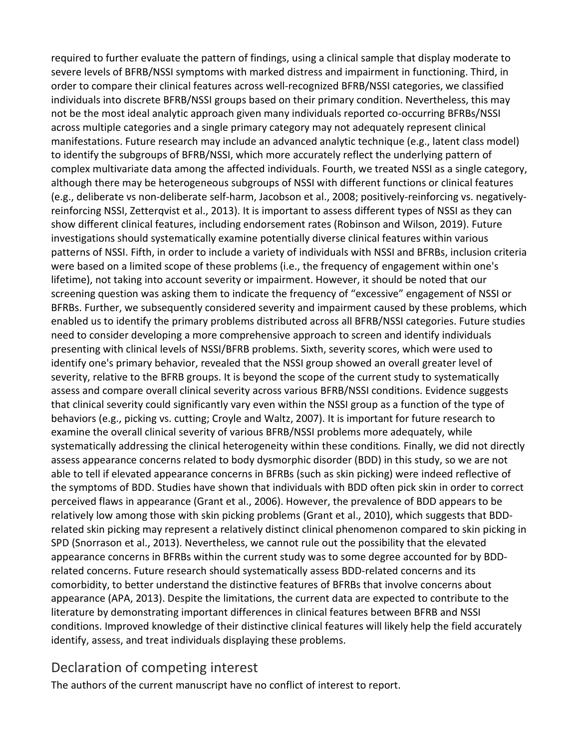required to further evaluate the pattern of findings, using a clinical sample that display moderate to severe levels of BFRB/NSSI symptoms with marked distress and impairment in functioning. Third, in order to compare their clinical features across well-recognized BFRB/NSSI categories, we classified individuals into discrete BFRB/NSSI groups based on their primary condition. Nevertheless, this may not be the most ideal analytic approach given many individuals reported co-occurring BFRBs/NSSI across multiple categories and a single primary category may not adequately represent clinical manifestations. Future research may include an advanced analytic technique (e.g., latent class model) to identify the subgroups of BFRB/NSSI, which more accurately reflect the underlying pattern of complex multivariate data among the affected individuals. Fourth, we treated NSSI as a single category, although there may be heterogeneous subgroups of NSSI with different functions or clinical features (e.g., deliberate vs non-deliberate self-harm, Jacobson et al., 2008; positively-reinforcing vs. negatively-reinforcing NSSI, Zetterqvist et al., 2013). It is important to assess different types of NSSI as they can show different clinical features, including endorsement rates (Robinson and Wilson, 2019). Future investigations should systematically examine potentially diverse clinical features within various patterns of NSSI. Fifth, in order to include a variety of individuals with NSSI and BFRBs, inclusion criteria were based on a limited scope of these problems (i.e., the frequency of engagement within one's lifetime), not taking into account severity or impairment. However, it should be noted that our screening question was asking them to indicate the frequency of "excessive" engagement of NSSI or BFRBs. Further, we subsequently considered severity and impairment caused by these problems, which enabled us to identify the primary problems distributed across all BFRB/NSSI categories. Future studies need to consider developing a more comprehensive approach to screen and identify individuals presenting with clinical levels of NSSI/BFRB problems. Sixth, severity scores, which were used to identify one's primary behavior, revealed that the NSSI group showed an overall greater level of severity, relative to the BFRB groups. It is beyond the scope of the current study to systematically assess and compare overall clinical severity across various BFRB/NSSI conditions. Evidence suggests that clinical severity could significantly vary even within the NSSI group as a function of the type of behaviors (e.g., picking vs. cutting; Croyle and Waltz, 2007). It is important for future research to examine the overall clinical severity of various BFRB/NSSI problems more adequately, while systematically addressing the clinical heterogeneity within these conditions. Finally, we did not directly assess appearance concerns related to body dysmorphic disorder (BDD) in this study, so we are not able to tell if elevated appearance concerns in BFRBs (such as skin picking) were indeed reflective of the symptoms of BDD. Studies have shown that individuals with BDD often pick skin in order to correct perceived flaws in appearance (Grant et al., 2006). However, the prevalence of BDD appears to be relatively low among those with skin picking problems (Grant et al., 2010), which suggests that BDD-related skin picking may represent a relatively distinct clinical phenomenon compared to skin picking in SPD (Snorrason et al., 2013). Nevertheless, we cannot rule out the possibility that the elevated appearance concerns in BFRBs within the current study was to some degree accounted for by BDD-related concerns. Future research should systematically assess BDD-related concerns and its comorbidity, to better understand the distinctive features of BFRBs that involve concerns about appearance (APA, 2013). Despite the limitations, the current data are expected to contribute to the literature by demonstrating important differences in clinical features between BFRB and NSSI conditions. Improved knowledge of their distinctive clinical features will likely help the field accurately identify, assess, and treat individuals displaying these problems.

## Declaration of competing interest

The authors of the current manuscript have no conflict of interest to report.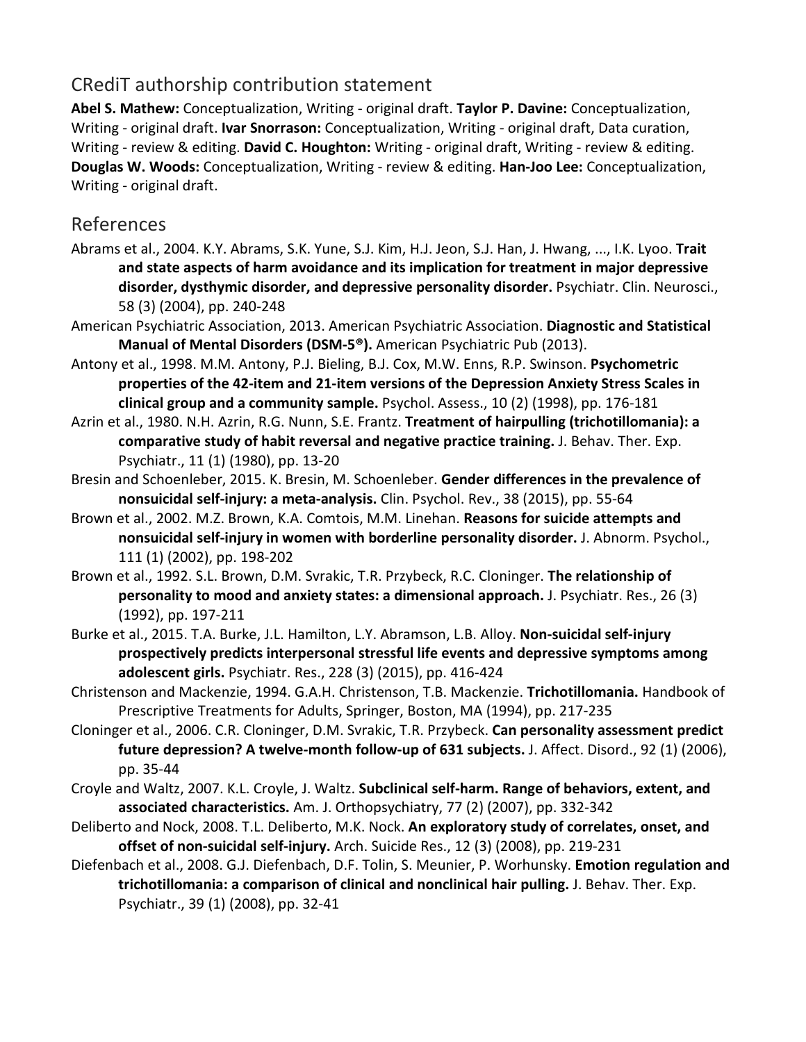## CRediT authorship contribution statement

**Abel S. Mathew:** Conceptualization, Writing - original draft. **Taylor P. Davine:** Conceptualization, Writing - original draft. **Ivar Snorrason:** Conceptualization, Writing - original draft, Data curation, Writing - review & editing. **David C. Houghton:** Writing - original draft, Writing - review & editing. **Douglas W. Woods:** Conceptualization, Writing - review & editing. **Han-Joo Lee:** Conceptualization, Writing - original draft.

## References

Abrams et al., 2004. K.Y. Abrams, S.K. Yune, S.J. Kim, H.J. Jeon, S.J. Han, J. Hwang, ..., I.K. Lyoo. **Trait and state aspects of harm avoidance and its implication for treatment in major depressive disorder, dysthymic disorder, and depressive personality disorder.** Psychiatr. Clin. Neurosci., 58 (3) (2004), pp. 240-248

American Psychiatric Association, 2013. American Psychiatric Association. **Diagnostic and Statistical Manual of Mental Disorders (DSM-5®).** American Psychiatric Pub (2013).

Antony et al., 1998. M.M. Antony, P.J. Bieling, B.J. Cox, M.W. Enns, R.P. Swinson. **Psychometric properties of the 42-item and 21-item versions of the Depression Anxiety Stress Scales in clinical group and a community sample.** Psychol. Assess., 10 (2) (1998), pp. 176-181

Azrin et al., 1980. N.H. Azrin, R.G. Nunn, S.E. Frantz. **Treatment of hairpulling (trichotillomania): a comparative study of habit reversal and negative practice training.** J. Behav. Ther. Exp. Psychiatr., 11 (1) (1980), pp. 13-20

Bresin and Schoenleber, 2015. K. Bresin, M. Schoenleber. **Gender differences in the prevalence of nonsuicidal self-injury: a meta-analysis.** Clin. Psychol. Rev., 38 (2015), pp. 55-64

Brown et al., 2002. M.Z. Brown, K.A. Comtois, M.M. Linehan. **Reasons for suicide attempts and nonsuicidal self-injury in women with borderline personality disorder.** J. Abnorm. Psychol., 111 (1) (2002), pp. 198-202

Brown et al., 1992. S.L. Brown, D.M. Svrakic, T.R. Przybeck, R.C. Cloninger. **The relationship of personality to mood and anxiety states: a dimensional approach.** J. Psychiatr. Res., 26 (3) (1992), pp. 197-211

Burke et al., 2015. T.A. Burke, J.L. Hamilton, L.Y. Abramson, L.B. Alloy. **Non-suicidal self-injury prospectively predicts interpersonal stressful life events and depressive symptoms among adolescent girls.** Psychiatr. Res., 228 (3) (2015), pp. 416-424

Christenson and Mackenzie, 1994. G.A.H. Christenson, T.B. Mackenzie. **Trichotillomania.** Handbook of Prescriptive Treatments for Adults, Springer, Boston, MA (1994), pp. 217-235

Cloninger et al., 2006. C.R. Cloninger, D.M. Svrakic, T.R. Przybeck. **Can personality assessment predict future depression? A twelve-month follow-up of 631 subjects.** J. Affect. Disord., 92 (1) (2006), pp. 35-44

Croyle and Waltz, 2007. K.L. Croyle, J. Waltz. **Subclinical self-harm. Range of behaviors, extent, and associated characteristics.** Am. J. Orthopsychiatry, 77 (2) (2007), pp. 332-342

Deliberto and Nock, 2008. T.L. Deliberto, M.K. Nock. **An exploratory study of correlates, onset, and offset of non-suicidal self-injury.** Arch. Suicide Res., 12 (3) (2008), pp. 219-231

Diefenbach et al., 2008. G.J. Diefenbach, D.F. Tolin, S. Meunier, P. Worhunsky. **Emotion regulation and trichotillomania: a comparison of clinical and nonclinical hair pulling.** J. Behav. Ther. Exp. Psychiatr., 39 (1) (2008), pp. 32-41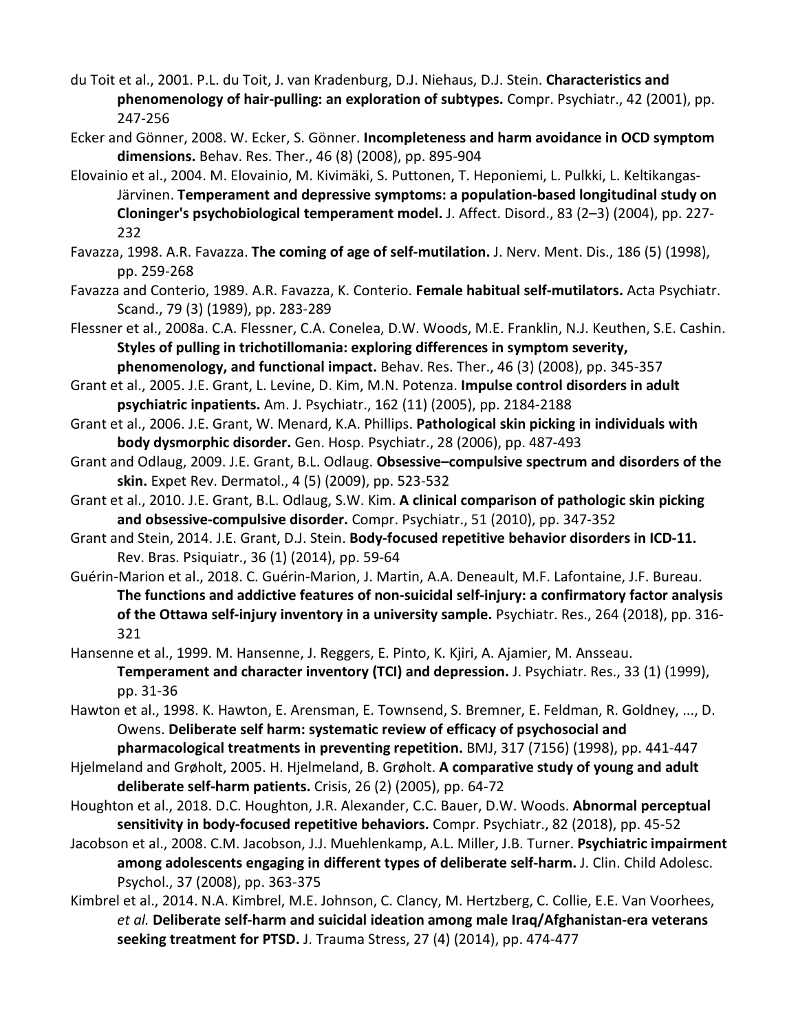du Toit et al., 2001. P.L. du Toit, J. van Kradenburg, D.J. Niehaus, D.J. Stein. **Characteristics and phenomenology of hair-pulling: an exploration of subtypes.** Compr. Psychiatr., 42 (2001), pp. 247-256

Ecker and Gönner, 2008. W. Ecker, S. Gönner. **Incompleteness and harm avoidance in OCD symptom dimensions.** Behav. Res. Ther., 46 (8) (2008), pp. 895-904

Elovainio et al., 2004. M. Elovainio, M. Kivimäki, S. Puttonen, T. Heponiemi, L. Pulkki, L. Keltikangas-Järvinen. **Temperament and depressive symptoms: a population-based longitudinal study on Cloninger's psychobiological temperament model.** J. Affect. Disord., 83 (2–3) (2004), pp. 227-232

Favazza, 1998. A.R. Favazza. **The coming of age of self-mutilation.** J. Nerv. Ment. Dis., 186 (5) (1998), pp. 259-268

Favazza and Conterio, 1989. A.R. Favazza, K. Conterio. **Female habitual self-mutilators.** Acta Psychiatr. Scand., 79 (3) (1989), pp. 283-289

Flessner et al., 2008a. C.A. Flessner, C.A. Conelea, D.W. Woods, M.E. Franklin, N.J. Keuthen, S.E. Cashin. **Styles of pulling in trichotillomania: exploring differences in symptom severity, phenomenology, and functional impact.** Behav. Res. Ther., 46 (3) (2008), pp. 345-357

Grant et al., 2005. J.E. Grant, L. Levine, D. Kim, M.N. Potenza. **Impulse control disorders in adult psychiatric inpatients.** Am. J. Psychiatr., 162 (11) (2005), pp. 2184-2188

Grant et al., 2006. J.E. Grant, W. Menard, K.A. Phillips. **Pathological skin picking in individuals with body dysmorphic disorder.** Gen. Hosp. Psychiatr., 28 (2006), pp. 487-493

Grant and Odlaug, 2009. J.E. Grant, B.L. Odlaug. **Obsessive–compulsive spectrum and disorders of the skin.** Expet Rev. Dermatol., 4 (5) (2009), pp. 523-532

Grant et al., 2010. J.E. Grant, B.L. Odlaug, S.W. Kim. **A clinical comparison of pathologic skin picking and obsessive-compulsive disorder.** Compr. Psychiatr., 51 (2010), pp. 347-352

Grant and Stein, 2014. J.E. Grant, D.J. Stein. **Body-focused repetitive behavior disorders in ICD-11.** Rev. Bras. Psiquiatr., 36 (1) (2014), pp. 59-64

Guérin-Marion et al., 2018. C. Guérin-Marion, J. Martin, A.A. Deneault, M.F. Lafontaine, J.F. Bureau. **The functions and addictive features of non-suicidal self-injury: a confirmatory factor analysis of the Ottawa self-injury inventory in a university sample.** Psychiatr. Res., 264 (2018), pp. 316-321

Hansenne et al., 1999. M. Hansenne, J. Reggers, E. Pinto, K. Kjiri, A. Ajamier, M. Ansseau. **Temperament and character inventory (TCI) and depression.** J. Psychiatr. Res., 33 (1) (1999), pp. 31-36

Hawton et al., 1998. K. Hawton, E. Arensman, E. Townsend, S. Bremner, E. Feldman, R. Goldney, ..., D. Owens. **Deliberate self harm: systematic review of efficacy of psychosocial and pharmacological treatments in preventing repetition.** BMJ, 317 (7156) (1998), pp. 441-447

Hjelmeland and Grøholt, 2005. H. Hjelmeland, B. Grøholt. **A comparative study of young and adult deliberate self-harm patients.** Crisis, 26 (2) (2005), pp. 64-72

Houghton et al., 2018. D.C. Houghton, J.R. Alexander, C.C. Bauer, D.W. Woods. **Abnormal perceptual sensitivity in body-focused repetitive behaviors.** Compr. Psychiatr., 82 (2018), pp. 45-52

Jacobson et al., 2008. C.M. Jacobson, J.J. Muehlenkamp, A.L. Miller, J.B. Turner. **Psychiatric impairment among adolescents engaging in different types of deliberate self-harm.** J. Clin. Child Adolesc. Psychol., 37 (2008), pp. 363-375

Kimbrel et al., 2014. N.A. Kimbrel, M.E. Johnson, C. Clancy, M. Hertzberg, C. Collie, E.E. Van Voorhees, *et al.* **Deliberate self-harm and suicidal ideation among male Iraq/Afghanistan-era veterans seeking treatment for PTSD.** J. Trauma Stress, 27 (4) (2014), pp. 474-477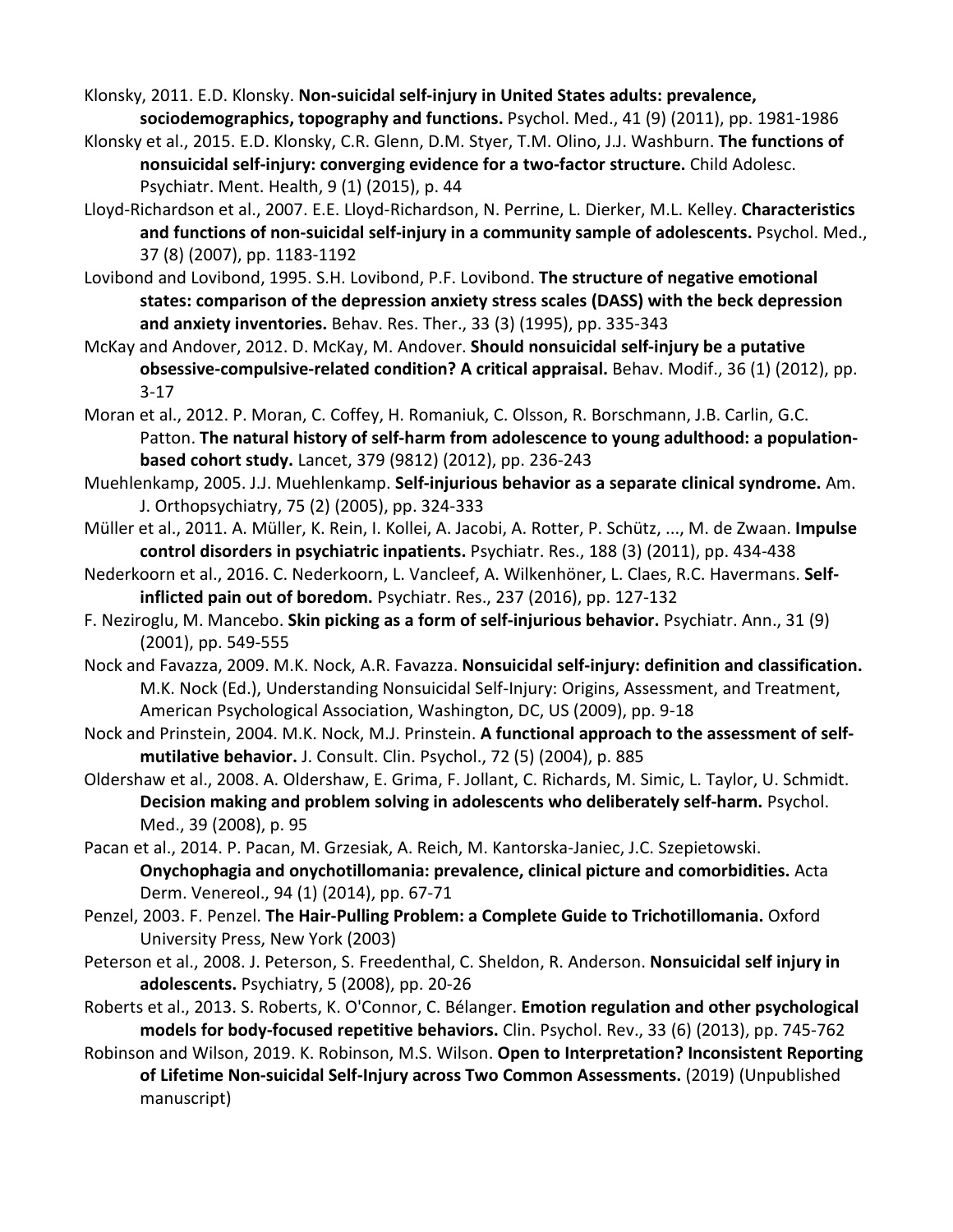Klonsky, 2011. E.D. Klonsky. **Non-suicidal self-injury in United States adults: prevalence, sociodemographics, topography and functions.** Psychol. Med., 41 (9) (2011), pp. 1981-1986

Klonsky et al., 2015. E.D. Klonsky, C.R. Glenn, D.M. Styer, T.M. Olino, J.J. Washburn. **The functions of nonsuicidal self-injury: converging evidence for a two-factor structure.** Child Adolesc. Psychiatr. Ment. Health, 9 (1) (2015), p. 44

Lloyd-Richardson et al., 2007. E.E. Lloyd-Richardson, N. Perrine, L. Dierker, M.L. Kelley. **Characteristics and functions of non-suicidal self-injury in a community sample of adolescents.** Psychol. Med., 37 (8) (2007), pp. 1183-1192

Lovibond and Lovibond, 1995. S.H. Lovibond, P.F. Lovibond. **The structure of negative emotional states: comparison of the depression anxiety stress scales (DASS) with the beck depression and anxiety inventories.** Behav. Res. Ther., 33 (3) (1995), pp. 335-343

McKay and Andover, 2012. D. McKay, M. Andover. **Should nonsuicidal self-injury be a putative obsessive-compulsive-related condition? A critical appraisal.** Behav. Modif., 36 (1) (2012), pp. 3-17

Moran et al., 2012. P. Moran, C. Coffey, H. Romaniuk, C. Olsson, R. Borschmann, J.B. Carlin, G.C. Patton. **The natural history of self-harm from adolescence to young adulthood: a population-based cohort study.** Lancet, 379 (9812) (2012), pp. 236-243

Muehlenkamp, 2005. J.J. Muehlenkamp. **Self-injurious behavior as a separate clinical syndrome.** Am. J. Orthopsychiatry, 75 (2) (2005), pp. 324-333

Müller et al., 2011. A. Müller, K. Rein, I. Kollei, A. Jacobi, A. Rotter, P. Schütz, ..., M. de Zwaan. **Impulse control disorders in psychiatric inpatients.** Psychiatr. Res., 188 (3) (2011), pp. 434-438

Nederkoorn et al., 2016. C. Nederkoorn, L. Vancleef, A. Wilkenhöner, L. Claes, R.C. Havermans. **Self-inflicted pain out of boredom.** Psychiatr. Res., 237 (2016), pp. 127-132

F. Neziroglu, M. Mancebo. **Skin picking as a form of self-injurious behavior.** Psychiatr. Ann., 31 (9) (2001), pp. 549-555

Nock and Favazza, 2009. M.K. Nock, A.R. Favazza. **Nonsuicidal self-injury: definition and classification.** M.K. Nock (Ed.), Understanding Nonsuicidal Self-Injury: Origins, Assessment, and Treatment, American Psychological Association, Washington, DC, US (2009), pp. 9-18

Nock and Prinstein, 2004. M.K. Nock, M.J. Prinstein. **A functional approach to the assessment of self-mutilative behavior.** J. Consult. Clin. Psychol., 72 (5) (2004), p. 885

Oldershaw et al., 2008. A. Oldershaw, E. Grima, F. Jollant, C. Richards, M. Simic, L. Taylor, U. Schmidt. **Decision making and problem solving in adolescents who deliberately self-harm.** Psychol. Med., 39 (2008), p. 95

Pacan et al., 2014. P. Pacan, M. Grzesiak, A. Reich, M. Kantorska-Janiec, J.C. Szepietowski. **Onychophagia and onychotillomania: prevalence, clinical picture and comorbidities.** Acta Derm. Venereol., 94 (1) (2014), pp. 67-71

Penzel, 2003. F. Penzel. **The Hair-Pulling Problem: a Complete Guide to Trichotillomania.** Oxford University Press, New York (2003)

Peterson et al., 2008. J. Peterson, S. Freedenthal, C. Sheldon, R. Anderson. **Nonsuicidal self injury in adolescents.** Psychiatry, 5 (2008), pp. 20-26

Roberts et al., 2013. S. Roberts, K. O'Connor, C. Bélanger. **Emotion regulation and other psychological models for body-focused repetitive behaviors.** Clin. Psychol. Rev., 33 (6) (2013), pp. 745-762

Robinson and Wilson, 2019. K. Robinson, M.S. Wilson. **Open to Interpretation? Inconsistent Reporting of Lifetime Non-suicidal Self-Injury across Two Common Assessments.** (2019) (Unpublished manuscript)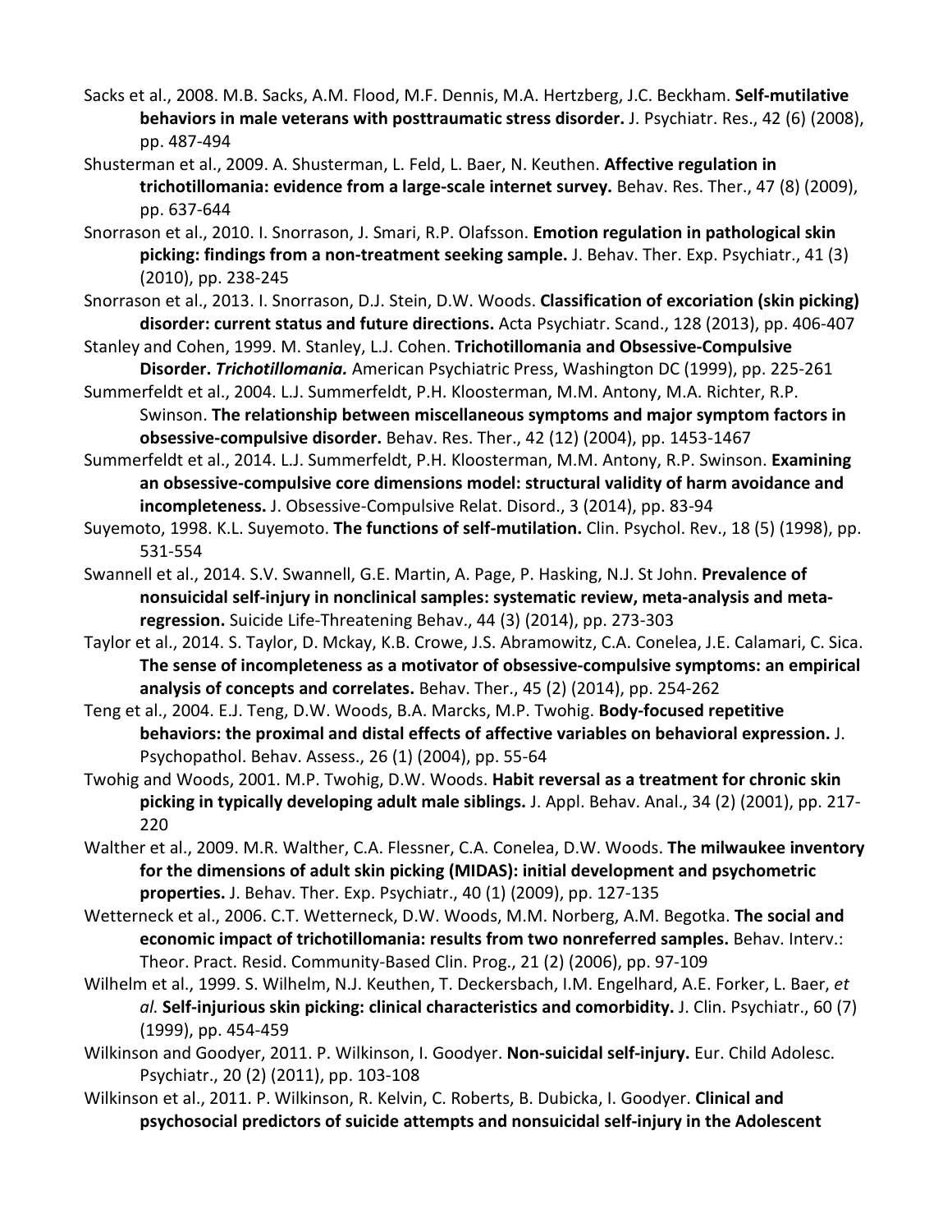Sacks et al., 2008. M.B. Sacks, A.M. Flood, M.F. Dennis, M.A. Hertzberg, J.C. Beckham. **Self-mutilative behaviors in male veterans with posttraumatic stress disorder.** J. Psychiatr. Res., 42 (6) (2008), pp. 487-494

Shusterman et al., 2009. A. Shusterman, L. Feld, L. Baer, N. Keuthen. **Affective regulation in trichotillomania: evidence from a large-scale internet survey.** Behav. Res. Ther., 47 (8) (2009), pp. 637-644

Snorrason et al., 2010. I. Snorrason, J. Smari, R.P. Olafsson. **Emotion regulation in pathological skin picking: findings from a non-treatment seeking sample.** J. Behav. Ther. Exp. Psychiatr., 41 (3) (2010), pp. 238-245

Snorrason et al., 2013. I. Snorrason, D.J. Stein, D.W. Woods. **Classification of excoriation (skin picking) disorder: current status and future directions.** Acta Psychiatr. Scand., 128 (2013), pp. 406-407

Stanley and Cohen, 1999. M. Stanley, L.J. Cohen. **Trichotillomania and Obsessive-Compulsive Disorder. *Trichotillomania.*** American Psychiatric Press, Washington DC (1999), pp. 225-261

Summerfeldt et al., 2004. L.J. Summerfeldt, P.H. Kloosterman, M.M. Antony, M.A. Richter, R.P. Swinson. **The relationship between miscellaneous symptoms and major symptom factors in obsessive-compulsive disorder.** Behav. Res. Ther., 42 (12) (2004), pp. 1453-1467

Summerfeldt et al., 2014. L.J. Summerfeldt, P.H. Kloosterman, M.M. Antony, R.P. Swinson. **Examining an obsessive-compulsive core dimensions model: structural validity of harm avoidance and incompleteness.** J. Obsessive-Compulsive Relat. Disord., 3 (2014), pp. 83-94

Suyemoto, 1998. K.L. Suyemoto. **The functions of self-mutilation.** Clin. Psychol. Rev., 18 (5) (1998), pp. 531-554

Swannell et al., 2014. S.V. Swannell, G.E. Martin, A. Page, P. Hasking, N.J. St John. **Prevalence of nonsuicidal self-injury in nonclinical samples: systematic review, meta-analysis and meta-regression.** Suicide Life-Threatening Behav., 44 (3) (2014), pp. 273-303

Taylor et al., 2014. S. Taylor, D. Mckay, K.B. Crowe, J.S. Abramowitz, C.A. Conelea, J.E. Calamari, C. Sica. **The sense of incompleteness as a motivator of obsessive-compulsive symptoms: an empirical analysis of concepts and correlates.** Behav. Ther., 45 (2) (2014), pp. 254-262

Teng et al., 2004. E.J. Teng, D.W. Woods, B.A. Marcks, M.P. Twohig. **Body-focused repetitive behaviors: the proximal and distal effects of affective variables on behavioral expression.** J. Psychopathol. Behav. Assess., 26 (1) (2004), pp. 55-64

Twohig and Woods, 2001. M.P. Twohig, D.W. Woods. **Habit reversal as a treatment for chronic skin picking in typically developing adult male siblings.** J. Appl. Behav. Anal., 34 (2) (2001), pp. 217-220

Walther et al., 2009. M.R. Walther, C.A. Flessner, C.A. Conelea, D.W. Woods. **The milwaukee inventory for the dimensions of adult skin picking (MIDAS): initial development and psychometric properties.** J. Behav. Ther. Exp. Psychiatr., 40 (1) (2009), pp. 127-135

Wetterneck et al., 2006. C.T. Wetterneck, D.W. Woods, M.M. Norberg, A.M. Begotka. **The social and economic impact of trichotillomania: results from two nonreferred samples.** Behav. Interv.: Theor. Pract. Resid. Community-Based Clin. Prog., 21 (2) (2006), pp. 97-109

Wilhelm et al., 1999. S. Wilhelm, N.J. Keuthen, T. Deckersbach, I.M. Engelhard, A.E. Forker, L. Baer, *et al.* **Self-injurious skin picking: clinical characteristics and comorbidity.** J. Clin. Psychiatr., 60 (7) (1999), pp. 454-459

Wilkinson and Goodyer, 2011. P. Wilkinson, I. Goodyer. **Non-suicidal self-injury.** Eur. Child Adolesc. Psychiatr., 20 (2) (2011), pp. 103-108

Wilkinson et al., 2011. P. Wilkinson, R. Kelvin, C. Roberts, B. Dubicka, I. Goodyer. **Clinical and psychosocial predictors of suicide attempts and nonsuicidal self-injury in the Adolescent**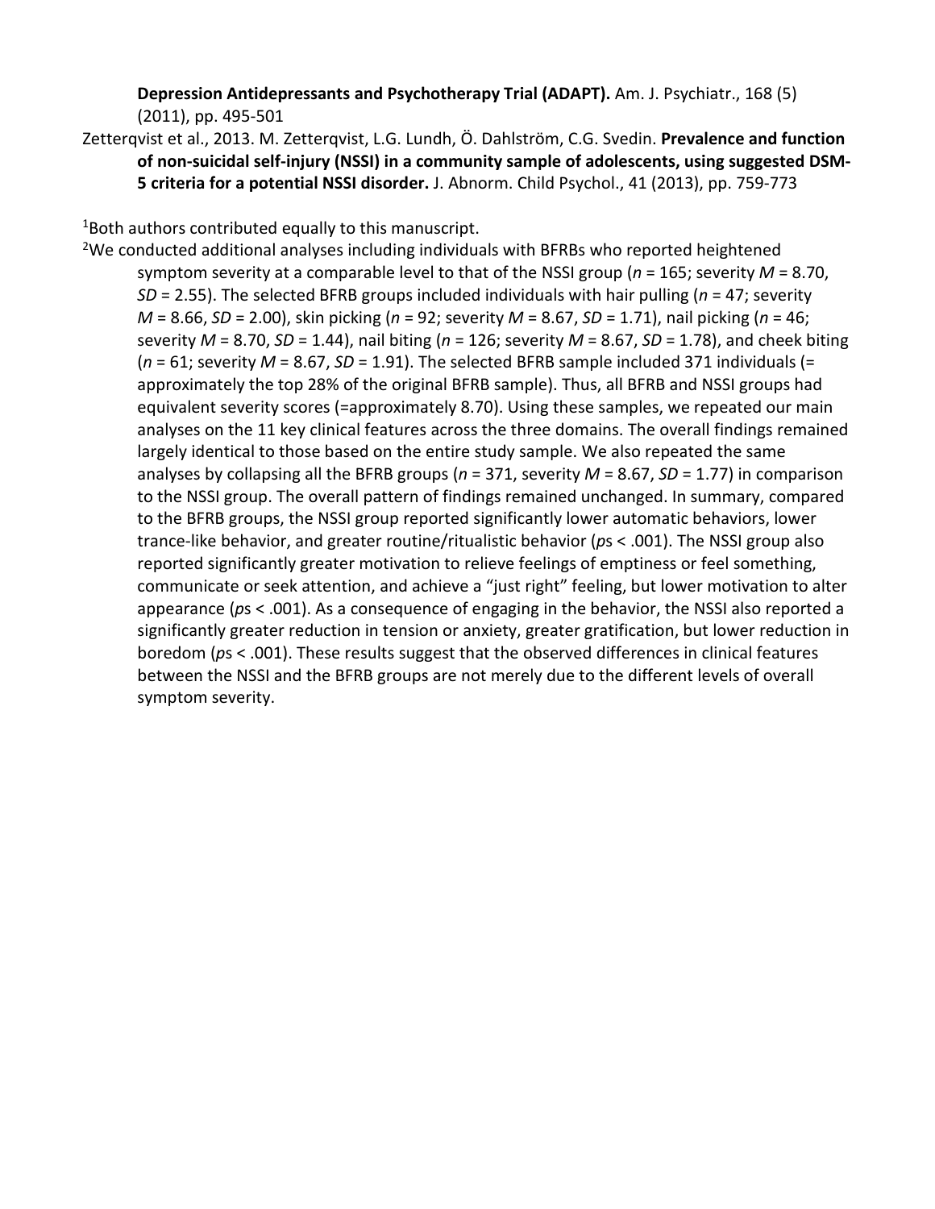**Depression Antidepressants and Psychotherapy Trial (ADAPT).** Am. J. Psychiatr., 168 (5) (2011), pp. 495-501

Zetterqvist et al., 2013. M. Zetterqvist, L.G. Lundh, Ö. Dahlström, C.G. Svedin. **Prevalence and function of non-suicidal self-injury (NSSI) in a community sample of adolescents, using suggested DSM-5 criteria for a potential NSSI disorder.** J. Abnorm. Child Psychol., 41 (2013), pp. 759-773

[1]Both authors contributed equally to this manuscript.

[2]We conducted additional analyses including individuals with BFRBs who reported heightened symptom severity at a comparable level to that of the NSSI group (*n* = 165; severity *M* = 8.70, *SD* = 2.55). The selected BFRB groups included individuals with hair pulling (*n* = 47; severity *M* = 8.66, *SD* = 2.00), skin picking (*n* = 92; severity *M* = 8.67, *SD* = 1.71), nail picking (*n* = 46; severity *M* = 8.70, *SD* = 1.44), nail biting (*n* = 126; severity *M* = 8.67, *SD* = 1.78), and cheek biting (*n* = 61; severity *M* = 8.67, *SD* = 1.91). The selected BFRB sample included 371 individuals (= approximately the top 28% of the original BFRB sample). Thus, all BFRB and NSSI groups had equivalent severity scores (=approximately 8.70). Using these samples, we repeated our main analyses on the 11 key clinical features across the three domains. The overall findings remained largely identical to those based on the entire study sample. We also repeated the same analyses by collapsing all the BFRB groups (*n* = 371, severity *M* = 8.67, *SD* = 1.77) in comparison to the NSSI group. The overall pattern of findings remained unchanged. In summary, compared to the BFRB groups, the NSSI group reported significantly lower automatic behaviors, lower trance-like behavior, and greater routine/ritualistic behavior (*p*s < .001). The NSSI group also reported significantly greater motivation to relieve feelings of emptiness or feel something, communicate or seek attention, and achieve a "just right" feeling, but lower motivation to alter appearance (*p*s < .001). As a consequence of engaging in the behavior, the NSSI also reported a significantly greater reduction in tension or anxiety, greater gratification, but lower reduction in boredom (*p*s < .001). These results suggest that the observed differences in clinical features between the NSSI and the BFRB groups are not merely due to the different levels of overall symptom severity.